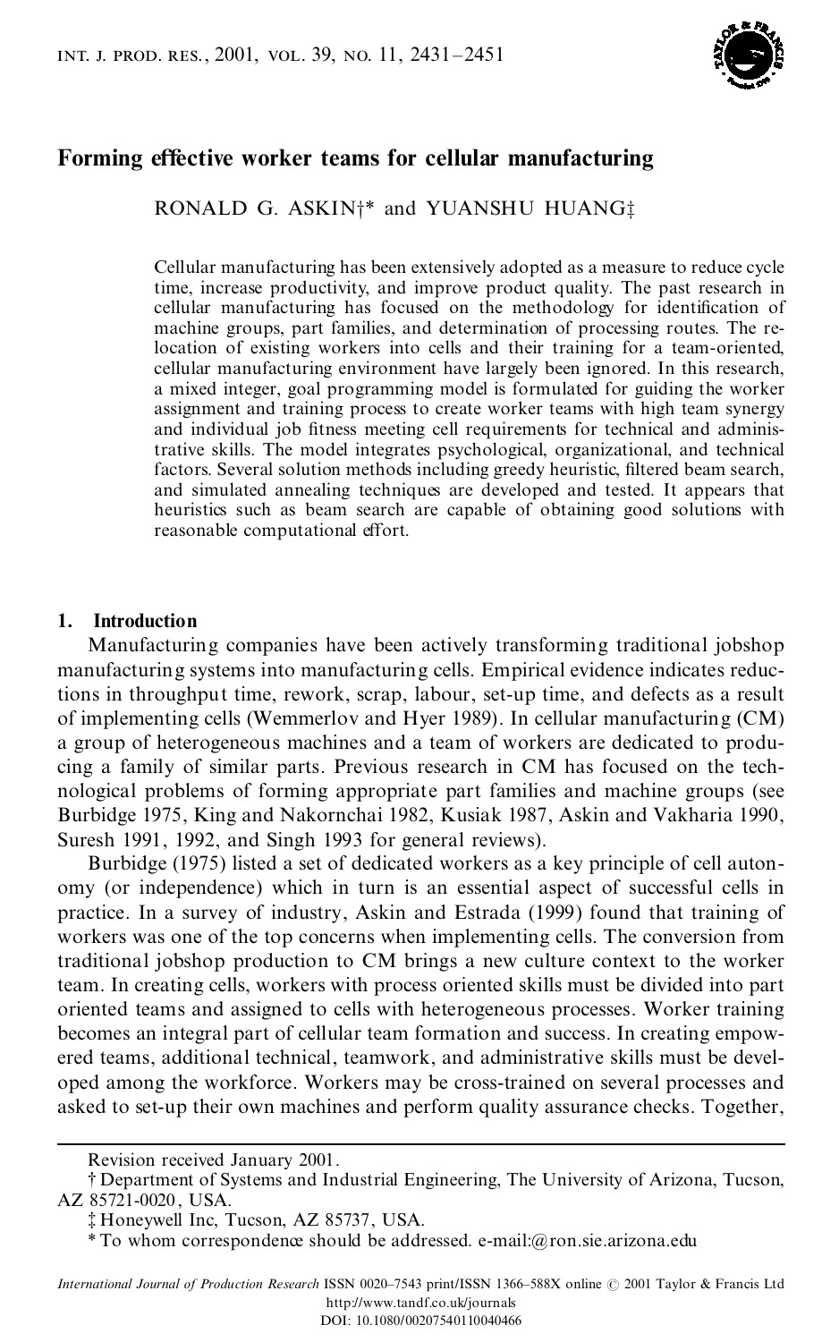# Forming effective worker teams for cellular manufacturing

RONALD G. ASKIN†* and YUANSHU HUANG‡

Cellular manufacturing has been extensively adopted as a measure to reduce cycle time, increase productivity, and improve product quality. The past research in cellular manufacturing has focused on the methodology for identification of machine groups, part families, and determination of processing routes. The relocation of existing workers into cells and their training for a team-oriented, cellular manufacturing environment have largely been ignored. In this research, a mixed integer, goal programming model is formulated for guiding the worker assignment and training process to create worker teams with high team synergy and individual job fitness meeting cell requirements for technical and administrative skills. The model integrates psychological, organizational, and technical factors. Several solution methods including greedy heuristic, filtered beam search, and simulated annealing techniques are developed and tested. It appears that heuristics such as beam search are capable of obtaining good solutions with reasonable computational effort.

## 1. Introduction

Manufacturing companies have been actively transforming traditional jobshop manufacturing systems into manufacturing cells. Empirical evidence indicates reductions in throughput time, rework, scrap, labour, set-up time, and defects as a result of implementing cells (Wemmerlov and Hyer 1989). In cellular manufacturing (CM) a group of heterogeneous machines and a team of workers are dedicated to producing a family of similar parts. Previous research in CM has focused on the technological problems of forming appropriate part families and machine groups (see Burbidge 1975, King and Nakornchai 1982, Kusiak 1987, Askin and Vakharia 1990, Suresh 1991, 1992, and Singh 1993 for general reviews).

Burbidge (1975) listed a set of dedicated workers as a key principle of cell autonomy (or independence) which in turn is an essential aspect of successful cells in practice. In a survey of industry, Askin and Estrada (1999) found that training of workers was one of the top concerns when implementing cells. The conversion from traditional jobshop production to CM brings a new culture context to the worker team. In creating cells, workers with process oriented skills must be divided into part oriented teams and assigned to cells with heterogeneous processes. Worker training becomes an integral part of cellular team formation and success. In creating empowered teams, additional technical, teamwork, and administrative skills must be developed among the workforce. Workers may be cross-trained on several processes and asked to set-up their own machines and perform quality assurance checks. Together,

Revision received January 2001.

† Department of Systems and Industrial Engineering, The University of Arizona, Tucson, AZ 85721-0020, USA.

‡ Honeywell Inc, Tucson, AZ 85737, USA.

* To whom correspondence should be addressed. e-mail:@ron.sie.arizona.edu

*International Journal of Production Research* ISSN 0020–7543 print/ISSN 1366–588X online © 2001 Taylor & Francis Ltd
http://www.tandf.co.uk/journals
DOI: 10.1080/00207540110040466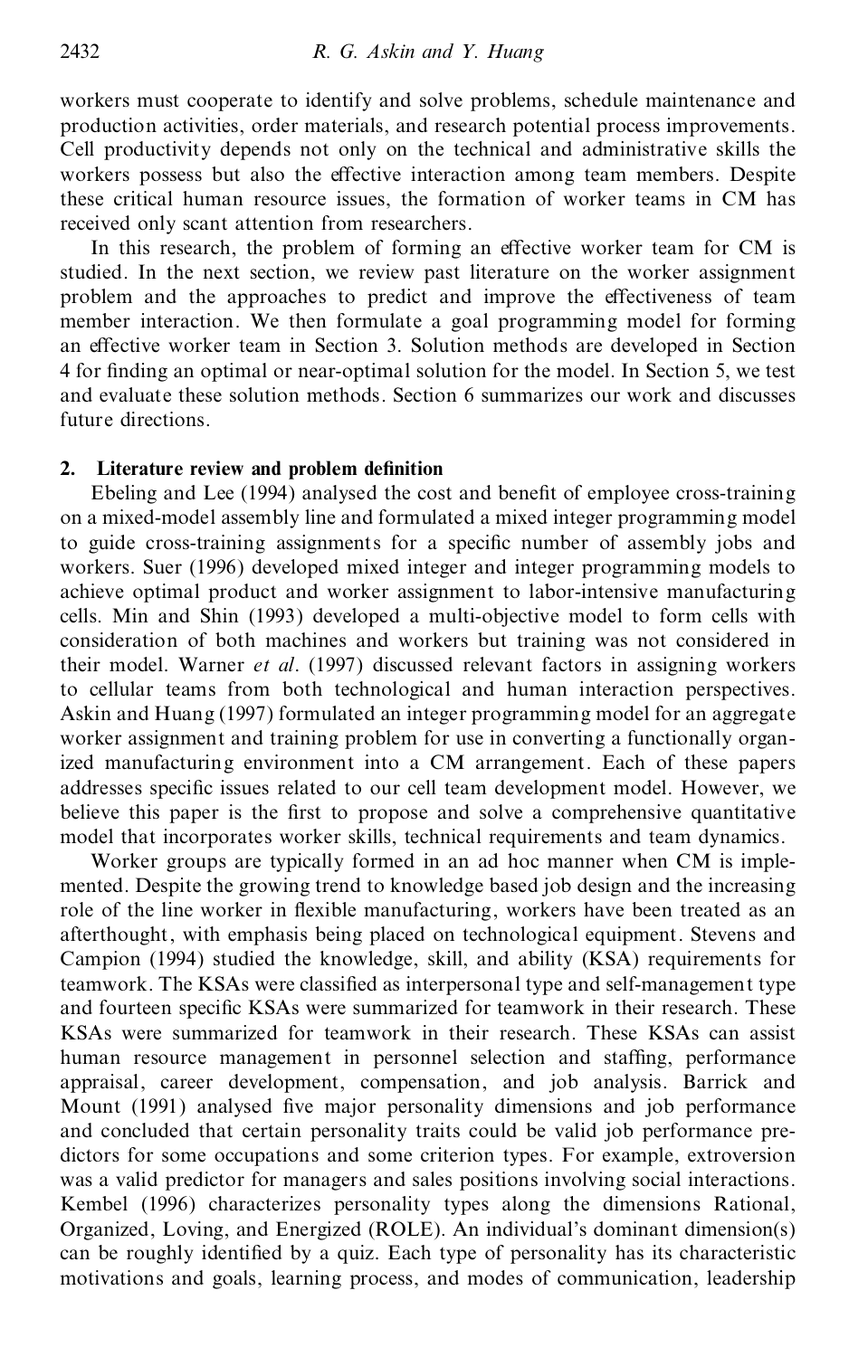workers must cooperate to identify and solve problems, schedule maintenance and production activities, order materials, and research potential process improvements. Cell productivity depends not only on the technical and administrative skills the workers possess but also the effective interaction among team members. Despite these critical human resource issues, the formation of worker teams in CM has received only scant attention from researchers.

In this research, the problem of forming an effective worker team for CM is studied. In the next section, we review past literature on the worker assignment problem and the approaches to predict and improve the effectiveness of team member interaction. We then formulate a goal programming model for forming an effective worker team in Section 3. Solution methods are developed in Section 4 for finding an optimal or near-optimal solution for the model. In Section 5, we test and evaluate these solution methods. Section 6 summarizes our work and discusses future directions.

## 2. Literature review and problem definition

Ebeling and Lee (1994) analysed the cost and benefit of employee cross-training on a mixed-model assembly line and formulated a mixed integer programming model to guide cross-training assignments for a specific number of assembly jobs and workers. Suer (1996) developed mixed integer and integer programming models to achieve optimal product and worker assignment to labor-intensive manufacturing cells. Min and Shin (1993) developed a multi-objective model to form cells with consideration of both machines and workers but training was not considered in their model. Warner *et al*. (1997) discussed relevant factors in assigning workers to cellular teams from both technological and human interaction perspectives. Askin and Huang (1997) formulated an integer programming model for an aggregate worker assignment and training problem for use in converting a functionally organized manufacturing environment into a CM arrangement. Each of these papers addresses specific issues related to our cell team development model. However, we believe this paper is the first to propose and solve a comprehensive quantitative model that incorporates worker skills, technical requirements and team dynamics.

Worker groups are typically formed in an ad hoc manner when CM is implemented. Despite the growing trend to knowledge based job design and the increasing role of the line worker in flexible manufacturing, workers have been treated as an afterthought, with emphasis being placed on technological equipment. Stevens and Campion (1994) studied the knowledge, skill, and ability (KSA) requirements for teamwork. The KSAs were classified as interpersonal type and self-management type and fourteen specific KSAs were summarized for teamwork in their research. These KSAs were summarized for teamwork in their research. These KSAs can assist human resource management in personnel selection and staffing, performance appraisal, career development, compensation, and job analysis. Barrick and Mount (1991) analysed five major personality dimensions and job performance and concluded that certain personality traits could be valid job performance predictors for some occupations and some criterion types. For example, extroversion was a valid predictor for managers and sales positions involving social interactions. Kembel (1996) characterizes personality types along the dimensions Rational, Organized, Loving, and Energized (ROLE). An individual's dominant dimension(s) can be roughly identified by a quiz. Each type of personality has its characteristic motivations and goals, learning process, and modes of communication, leadership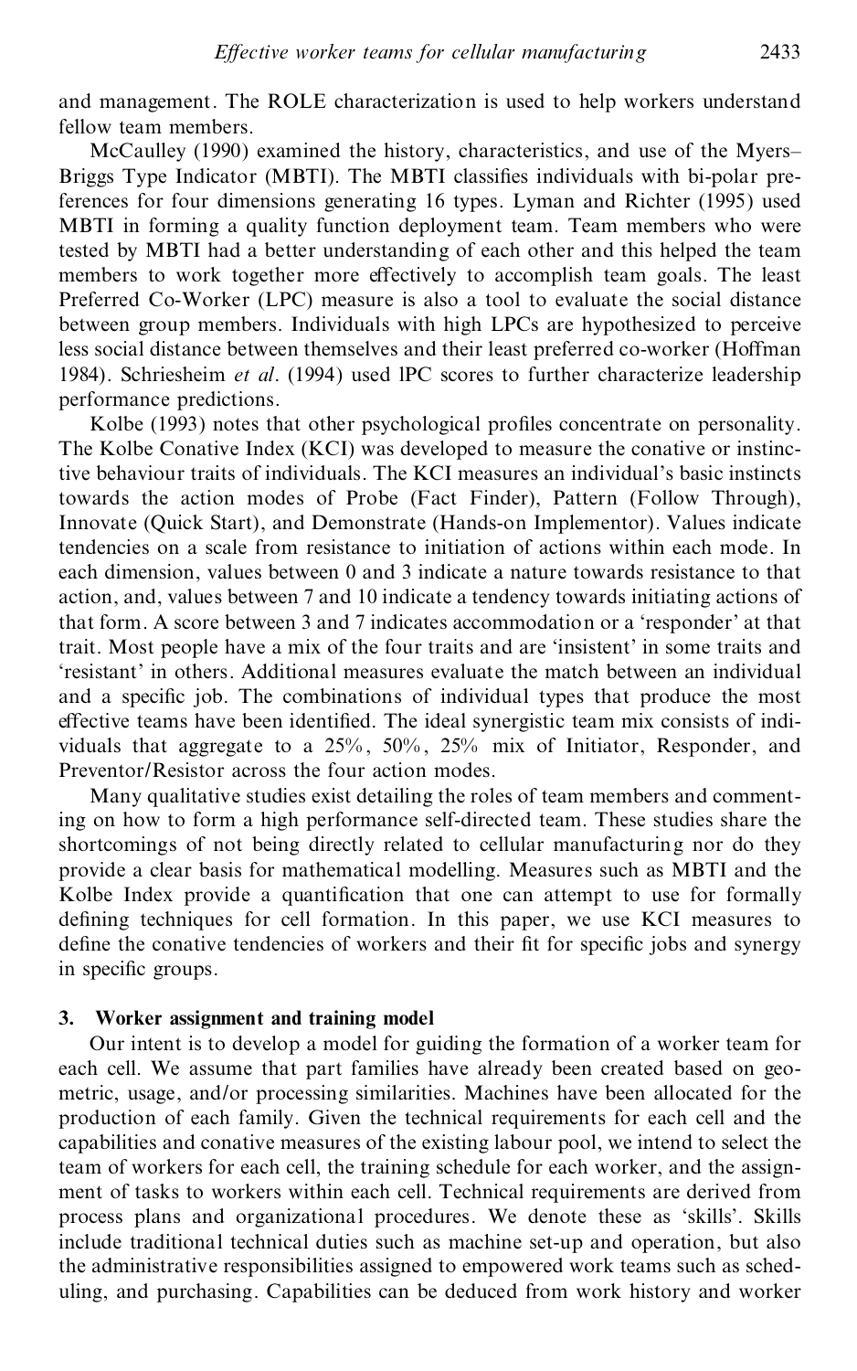and management. The ROLE characterization is used to help workers understand fellow team members.

McCaulley (1990) examined the history, characteristics, and use of the Myers–Briggs Type Indicator (MBTI). The MBTI classifies individuals with bi-polar preferences for four dimensions generating 16 types. Lyman and Richter (1995) used MBTI in forming a quality function deployment team. Team members who were tested by MBTI had a better understanding of each other and this helped the team members to work together more effectively to accomplish team goals. The least Preferred Co-Worker (LPC) measure is also a tool to evaluate the social distance between group members. Individuals with high LPCs are hypothesized to perceive less social distance between themselves and their least preferred co-worker (Hoffman 1984). Schriesheim *et al*. (1994) used lPC scores to further characterize leadership performance predictions.

Kolbe (1993) notes that other psychological profiles concentrate on personality. The Kolbe Conative Index (KCI) was developed to measure the conative or instinctive behaviour traits of individuals. The KCI measures an individual's basic instincts towards the action modes of Probe (Fact Finder), Pattern (Follow Through), Innovate (Quick Start), and Demonstrate (Hands-on Implementor). Values indicate tendencies on a scale from resistance to initiation of actions within each mode. In each dimension, values between 0 and 3 indicate a nature towards resistance to that action, and, values between 7 and 10 indicate a tendency towards initiating actions of that form. A score between 3 and 7 indicates accommodation or a 'responder' at that trait. Most people have a mix of the four traits and are 'insistent' in some traits and 'resistant' in others. Additional measures evaluate the match between an individual and a specific job. The combinations of individual types that produce the most effective teams have been identified. The ideal synergistic team mix consists of individuals that aggregate to a 25%, 50%, 25% mix of Initiator, Responder, and Preventor/Resistor across the four action modes.

Many qualitative studies exist detailing the roles of team members and commenting on how to form a high performance self-directed team. These studies share the shortcomings of not being directly related to cellular manufacturing nor do they provide a clear basis for mathematical modelling. Measures such as MBTI and the Kolbe Index provide a quantification that one can attempt to use for formally defining techniques for cell formation. In this paper, we use KCI measures to define the conative tendencies of workers and their fit for specific jobs and synergy in specific groups.

## 3. Worker assignment and training model

Our intent is to develop a model for guiding the formation of a worker team for each cell. We assume that part families have already been created based on geometric, usage, and/or processing similarities. Machines have been allocated for the production of each family. Given the technical requirements for each cell and the capabilities and conative measures of the existing labour pool, we intend to select the team of workers for each cell, the training schedule for each worker, and the assignment of tasks to workers within each cell. Technical requirements are derived from process plans and organizational procedures. We denote these as 'skills'. Skills include traditional technical duties such as machine set-up and operation, but also the administrative responsibilities assigned to empowered work teams such as scheduling, and purchasing. Capabilities can be deduced from work history and worker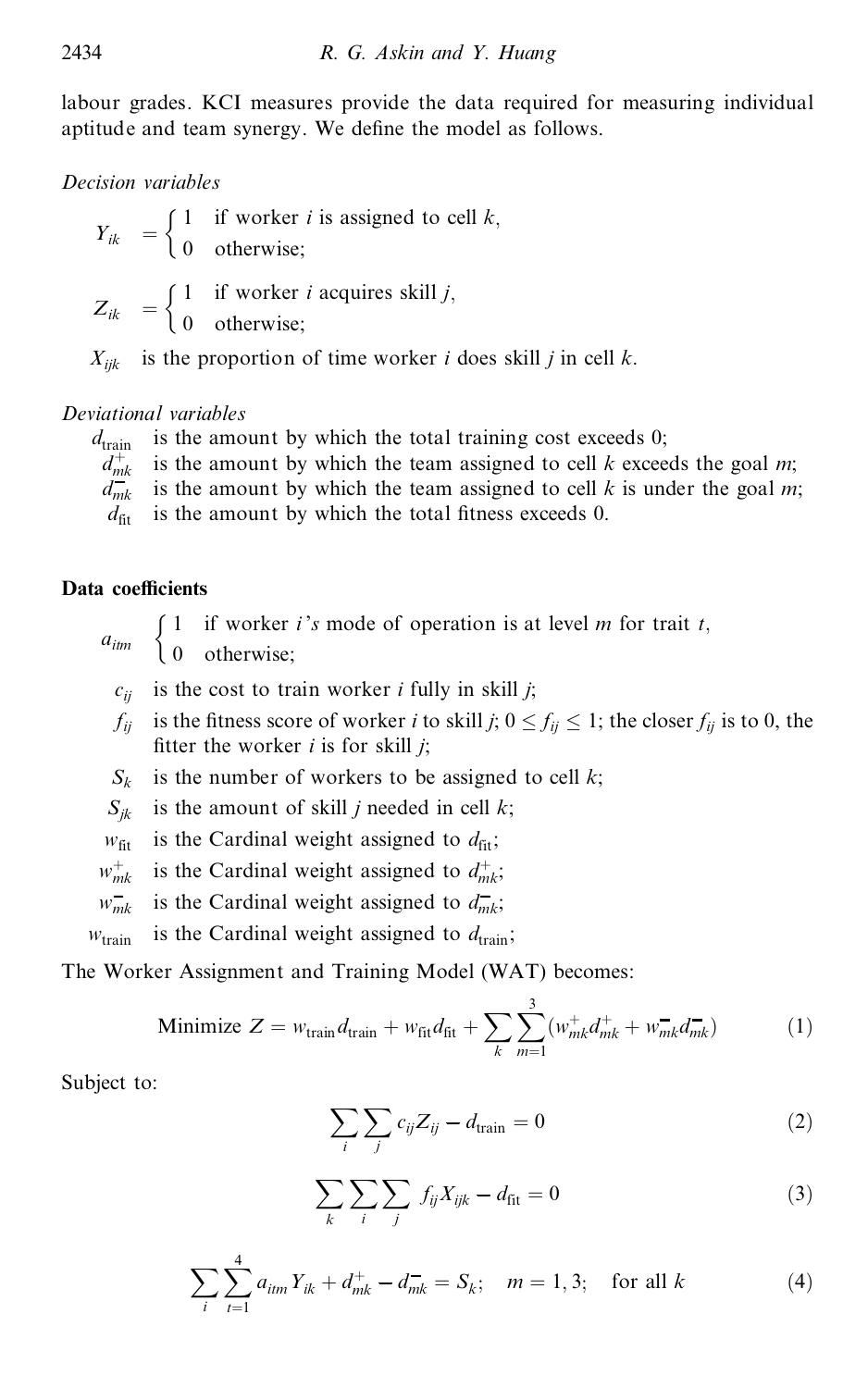labour grades. KCI measures provide the data required for measuring individual aptitude and team synergy. We define the model as follows.

*Decision variables*

$$Y_{ik} = \begin{cases} 1 & \text{if worker } i \text{ is assigned to cell } k, \\ 0 & \text{otherwise;} \end{cases}$$

$$Z_{ik} = \begin{cases} 1 & \text{if worker } i \text{ acquires skill } j, \\ 0 & \text{otherwise;} \end{cases}$$

$X_{ijk}$ is the proportion of time worker $i$ does skill $j$ in cell $k$.

*Deviational variables*

- $d_{\text{train}}$ is the amount by which the total training cost exceeds 0;
- $d^{+}_{mk}$ is the amount by which the team assigned to cell $k$ exceeds the goal $m$;
- $d^{-}_{mk}$ is the amount by which the team assigned to cell $k$ is under the goal $m$;
- $d_{\text{fit}}$ is the amount by which the total fitness exceeds 0.

**Data coefficients**

$$a_{itm} \quad \begin{cases} 1 & \text{if worker } i\text{'s mode of operation is at level } m \text{ for trait } t, \\ 0 & \text{otherwise;} \end{cases}$$

- $c_{ij}$ is the cost to train worker $i$ fully in skill $j$;
- $f_{ij}$ is the fitness score of worker $i$ to skill $j$; $0 \leq f_{ij} \leq 1$; the closer $f_{ij}$ is to 0, the fitter the worker $i$ is for skill $j$;
- $S_k$ is the number of workers to be assigned to cell $k$;
- $S_{jk}$ is the amount of skill $j$ needed in cell $k$;
- $w_{\text{fit}}$ is the Cardinal weight assigned to $d_{\text{fit}}$;
- $w^{+}_{mk}$ is the Cardinal weight assigned to $d^{+}_{mk}$;
- $w^{-}_{mk}$ is the Cardinal weight assigned to $d^{-}_{mk}$;
- $w_{\text{train}}$ is the Cardinal weight assigned to $d_{\text{train}}$;

The Worker Assignment and Training Model (WAT) becomes:

$$\text{Minimize } Z = w_{\text{train}} d_{\text{train}} + w_{\text{fit}} d_{\text{fit}} + \sum_{k} \sum_{m=1}^{3} (w^{+}_{mk} d^{+}_{mk} + w^{-}_{mk} d^{-}_{mk}) \tag{1}$$

Subject to:

$$\sum_{i} \sum_{j} c_{ij} Z_{ij} - d_{\text{train}} = 0 \tag{2}$$

$$\sum_{k} \sum_{i} \sum_{j} f_{ij} X_{ijk} - d_{\text{fit}} = 0 \tag{3}$$

$$\sum_{i} \sum_{t=1}^{4} a_{itm} Y_{ik} + d^{+}_{mk} - d^{-}_{mk} = S_k; \quad m = 1, 3; \quad \text{for all } k \tag{4}$$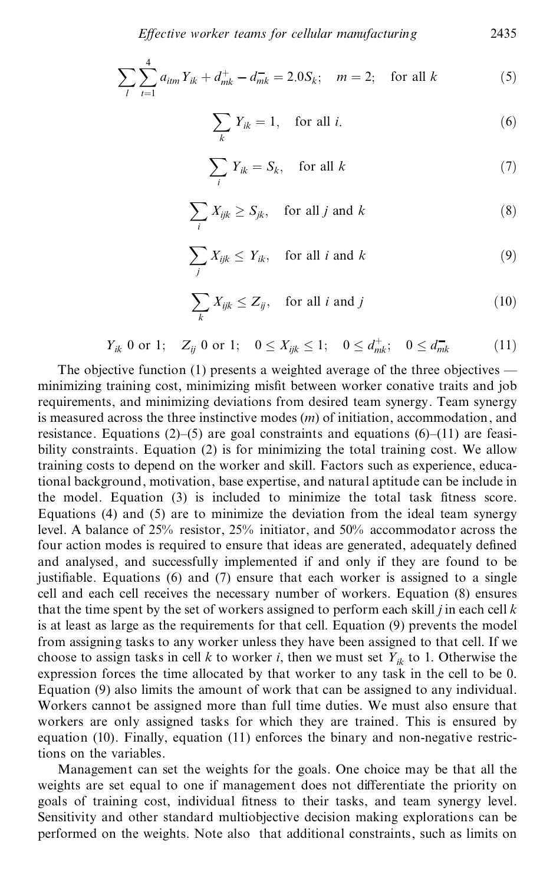$$\sum_{l} \sum_{t=1}^{4} a_{itm} Y_{ik} + d_{mk}^{+} - d_{mk}^{-} = 2.0 S_k; \quad m = 2; \quad \text{for all } k \tag{5}$$

$$\sum_{k} Y_{ik} = 1, \quad \text{for all } i. \tag{6}$$

$$\sum_{i} Y_{ik} = S_k, \quad \text{for all } k \tag{7}$$

$$\sum_{i} X_{ijk} \geq S_{jk}, \quad \text{for all } j \text{ and } k \tag{8}$$

$$\sum_{j} X_{ijk} \leq Y_{ik}, \quad \text{for all } i \text{ and } k \tag{9}$$

$$\sum_{k} X_{ijk} \leq Z_{ij}, \quad \text{for all } i \text{ and } j \tag{10}$$

$$Y_{ik} \text{ 0 or 1}; \quad Z_{ij} \text{ 0 or 1}; \quad 0 \leq X_{ijk} \leq 1; \quad 0 \leq d_{mk}^{+}; \quad 0 \leq d_{mk}^{-} \tag{11}$$

The objective function (1) presents a weighted average of the three objectives — minimizing training cost, minimizing misfit between worker conative traits and job requirements, and minimizing deviations from desired team synergy. Team synergy is measured across the three instinctive modes ($m$) of initiation, accommodation, and resistance. Equations (2)–(5) are goal constraints and equations (6)–(11) are feasibility constraints. Equation (2) is for minimizing the total training cost. We allow training costs to depend on the worker and skill. Factors such as experience, educational background, motivation, base expertise, and natural aptitude can be include in the model. Equation (3) is included to minimize the total task fitness score. Equations (4) and (5) are to minimize the deviation from the ideal team synergy level. A balance of 25% resistor, 25% initiator, and 50% accommodator across the four action modes is required to ensure that ideas are generated, adequately defined and analysed, and successfully implemented if and only if they are found to be justifiable. Equations (6) and (7) ensure that each worker is assigned to a single cell and each cell receives the necessary number of workers. Equation (8) ensures that the time spent by the set of workers assigned to perform each skill $j$ in each cell $k$ is at least as large as the requirements for that cell. Equation (9) prevents the model from assigning tasks to any worker unless they have been assigned to that cell. If we choose to assign tasks in cell $k$ to worker $i$, then we must set $Y_{ik}$ to 1. Otherwise the expression forces the time allocated by that worker to any task in the cell to be 0. Equation (9) also limits the amount of work that can be assigned to any individual. Workers cannot be assigned more than full time duties. We must also ensure that workers are only assigned tasks for which they are trained. This is ensured by equation (10). Finally, equation (11) enforces the binary and non-negative restrictions on the variables.

Management can set the weights for the goals. One choice may be that all the weights are set equal to one if management does not differentiate the priority on goals of training cost, individual fitness to their tasks, and team synergy level. Sensitivity and other standard multiobjective decision making explorations can be performed on the weights. Note also that additional constraints, such as limits on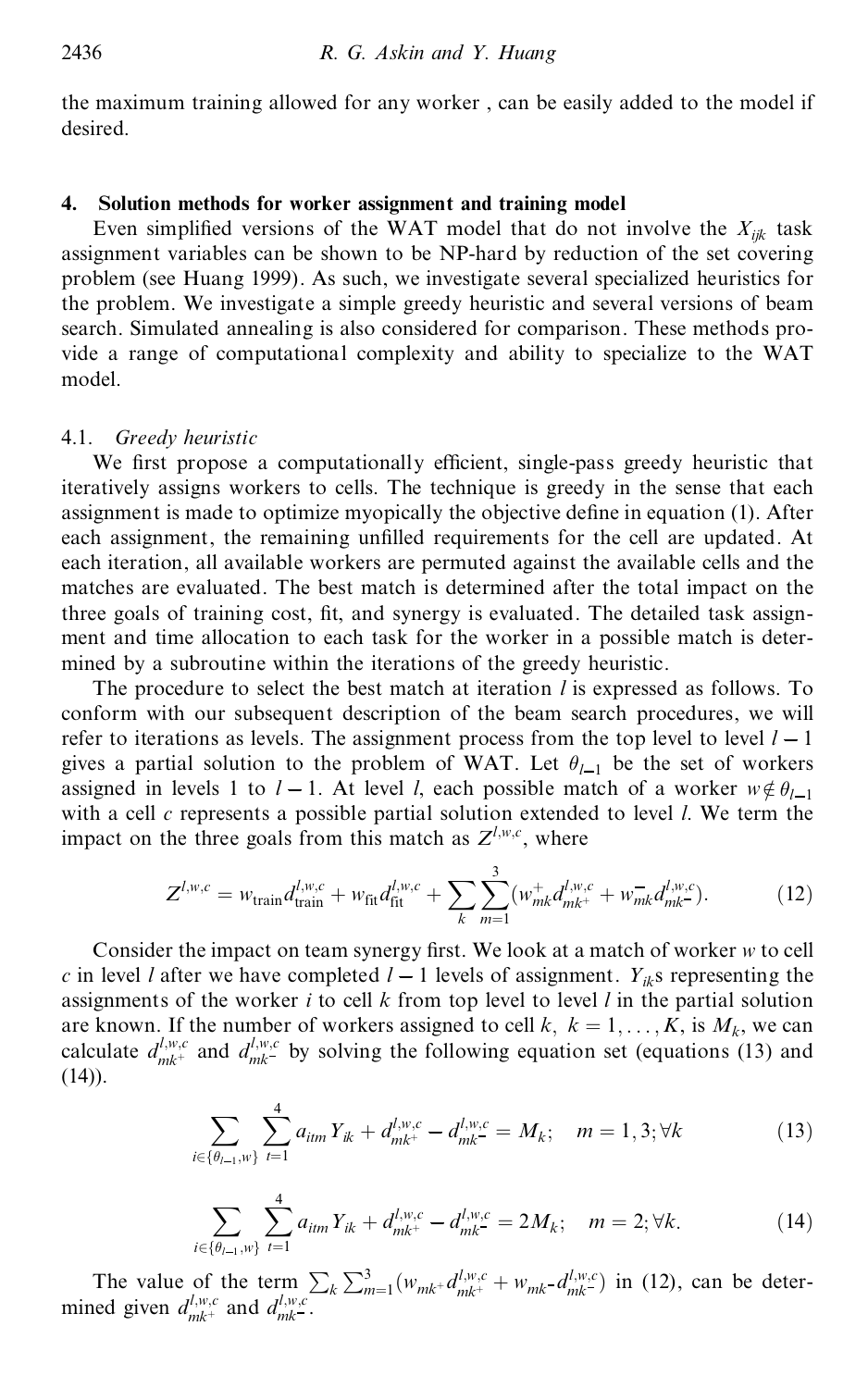the maximum training allowed for any worker , can be easily added to the model if desired.

## 4. Solution methods for worker assignment and training model

Even simplified versions of the WAT model that do not involve the $X_{ijk}$ task assignment variables can be shown to be NP-hard by reduction of the set covering problem (see Huang 1999). As such, we investigate several specialized heuristics for the problem. We investigate a simple greedy heuristic and several versions of beam search. Simulated annealing is also considered for comparison. These methods provide a range of computational complexity and ability to specialize to the WAT model.

### 4.1. *Greedy heuristic*

We first propose a computationally efficient, single-pass greedy heuristic that iteratively assigns workers to cells. The technique is greedy in the sense that each assignment is made to optimize myopically the objective define in equation (1). After each assignment, the remaining unfilled requirements for the cell are updated. At each iteration, all available workers are permuted against the available cells and the matches are evaluated. The best match is determined after the total impact on the three goals of training cost, fit, and synergy is evaluated. The detailed task assignment and time allocation to each task for the worker in a possible match is determined by a subroutine within the iterations of the greedy heuristic.

The procedure to select the best match at iteration $l$ is expressed as follows. To conform with our subsequent description of the beam search procedures, we will refer to iterations as levels. The assignment process from the top level to level $l-1$ gives a partial solution to the problem of WAT. Let $\theta_{l-1}$ be the set of workers assigned in levels 1 to $l-1$. At level $l$, each possible match of a worker $w \notin \theta_{l-1}$ with a cell $c$ represents a possible partial solution extended to level $l$. We term the impact on the three goals from this match as $Z^{l,w,c}$, where

$$Z^{l,w,c} = w_{\text{train}} d_{\text{train}}^{l,w,c} + w_{\text{fit}} d_{\text{fit}}^{l,w,c} + \sum_{k} \sum_{m=1}^{3} (w_{mk}^{+} d_{mk^{+}}^{l,w,c} + w_{mk}^{-} d_{mk^{-}}^{l,w,c}). \qquad (12)$$

Consider the impact on team synergy first. We look at a match of worker $w$ to cell $c$ in level $l$ after we have completed $l-1$ levels of assignment. $Y_{ik}$s representing the assignments of the worker $i$ to cell $k$ from top level to level $l$ in the partial solution are known. If the number of workers assigned to cell $k$, $k = 1, \ldots, K$, is $M_k$, we can calculate $d_{mk^{+}}^{l,w,c}$ and $d_{mk^{-}}^{l,w,c}$ by solving the following equation set (equations (13) and (14)).

$$\sum_{i \in \{\theta_{l-1}, w\}} \sum_{t=1}^{4} a_{itm} Y_{ik} + d_{mk^{+}}^{l,w,c} - d_{mk^{-}}^{l,w,c} = M_k; \quad m = 1, 3; \forall k \qquad (13)$$

$$\sum_{i \in \{\theta_{l-1}, w\}} \sum_{t=1}^{4} a_{itm} Y_{ik} + d_{mk^{+}}^{l,w,c} - d_{mk^{-}}^{l,w,c} = 2M_k; \quad m = 2; \forall k. \qquad (14)$$

The value of the term $\sum_k \sum_{m=1}^{3} (w_{mk^{+}} d_{mk^{+}}^{l,w,c} + w_{mk^{-}} d_{mk^{-}}^{l,w,c})$ in (12), can be determined given $d_{mk^{+}}^{l,w,c}$ and $d_{mk^{-}}^{l,w,c}$.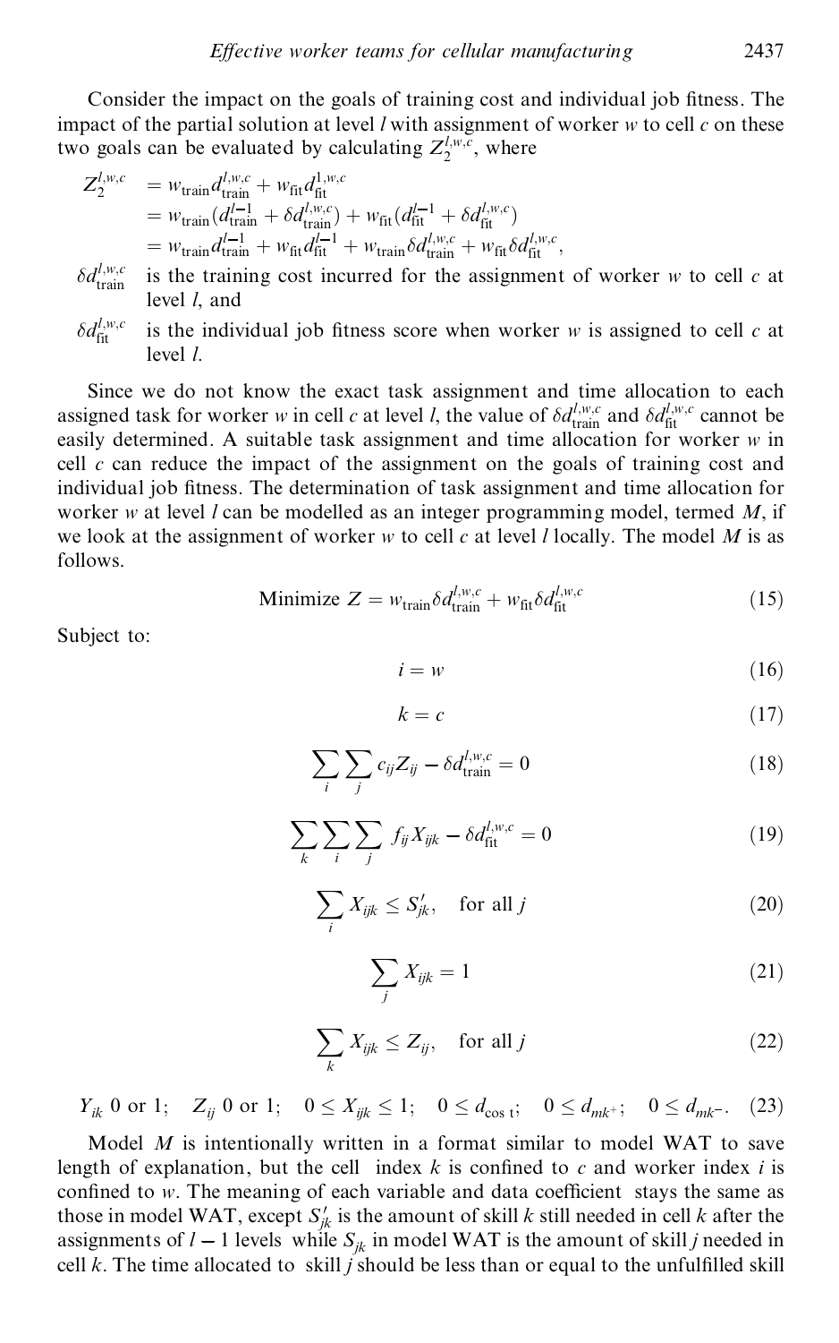Consider the impact on the goals of training cost and individual job fitness. The impact of the partial solution at level $l$ with assignment of worker $w$ to cell $c$ on these two goals can be evaluated by calculating $Z_2^{l,w,c}$, where

$$
\begin{aligned}
Z_2^{l,w,c} &= w_{\text{train}} d_{\text{train}}^{l,w,c} + w_{\text{fit}} d_{\text{fit}}^{1,w,c} \\
&= w_{\text{train}} (d_{\text{train}}^{l-1} + \delta d_{\text{train}}^{l,w,c}) + w_{\text{fit}} (d_{\text{fit}}^{l-1} + \delta d_{\text{fit}}^{l,w,c}) \\
&= w_{\text{train}} d_{\text{train}}^{l-1} + w_{\text{fit}} d_{\text{fit}}^{l-1} + w_{\text{train}} \delta d_{\text{train}}^{l,w,c} + w_{\text{fit}} \delta d_{\text{fit}}^{l,w,c},
\end{aligned}
$$

$\delta d_{\text{train}}^{l,w,c}$ is the training cost incurred for the assignment of worker $w$ to cell $c$ at level $l$, and

$\delta d_{\text{fit}}^{l,w,c}$ is the individual job fitness score when worker $w$ is assigned to cell $c$ at level $l$.

Since we do not know the exact task assignment and time allocation to each assigned task for worker $w$ in cell $c$ at level $l$, the value of $\delta d_{\text{train}}^{l,w,c}$ and $\delta d_{\text{fit}}^{l,w,c}$ cannot be easily determined. A suitable task assignment and time allocation for worker $w$ in cell $c$ can reduce the impact of the assignment on the goals of training cost and individual job fitness. The determination of task assignment and time allocation for worker $w$ at level $l$ can be modelled as an integer programming model, termed $M$, if we look at the assignment of worker $w$ to cell $c$ at level $l$ locally. The model $M$ is as follows.

$$\text{Minimize } Z = w_{\text{train}} \delta d_{\text{train}}^{l,w,c} + w_{\text{fit}} \delta d_{\text{fit}}^{l,w,c} \tag{15}$$

Subject to:

$$i = w \tag{16}$$

$$k = c \tag{17}$$

$$\sum_i \sum_j c_{ij} Z_{ij} - \delta d_{\text{train}}^{l,w,c} = 0 \tag{18}$$

$$\sum_k \sum_i \sum_j f_{ij} X_{ijk} - \delta d_{\text{fit}}^{l,w,c} = 0 \tag{19}$$

$$\sum_i X_{ijk} \le S'_{jk}, \quad \text{for all } j \tag{20}$$

$$\sum_j X_{ijk} = 1 \tag{21}$$

$$\sum_k X_{ijk} \le Z_{ij}, \quad \text{for all } j \tag{22}$$

$$Y_{ik} \text{ 0 or 1}; \quad Z_{ij} \text{ 0 or 1}; \quad 0 \le X_{ijk} \le 1; \quad 0 \le d_{\text{cost}}; \quad 0 \le d_{mk^+}; \quad 0 \le d_{mk^-}. \tag{23}$$

Model $M$ is intentionally written in a format similar to model WAT to save length of explanation, but the cell index $k$ is confined to $c$ and worker index $i$ is confined to $w$. The meaning of each variable and data coefficient stays the same as those in model WAT, except $S'_{jk}$ is the amount of skill $k$ still needed in cell $k$ after the assignments of $l-1$ levels while $S_{jk}$ in model WAT is the amount of skill $j$ needed in cell $k$. The time allocated to skill $j$ should be less than or equal to the unfulfilled skill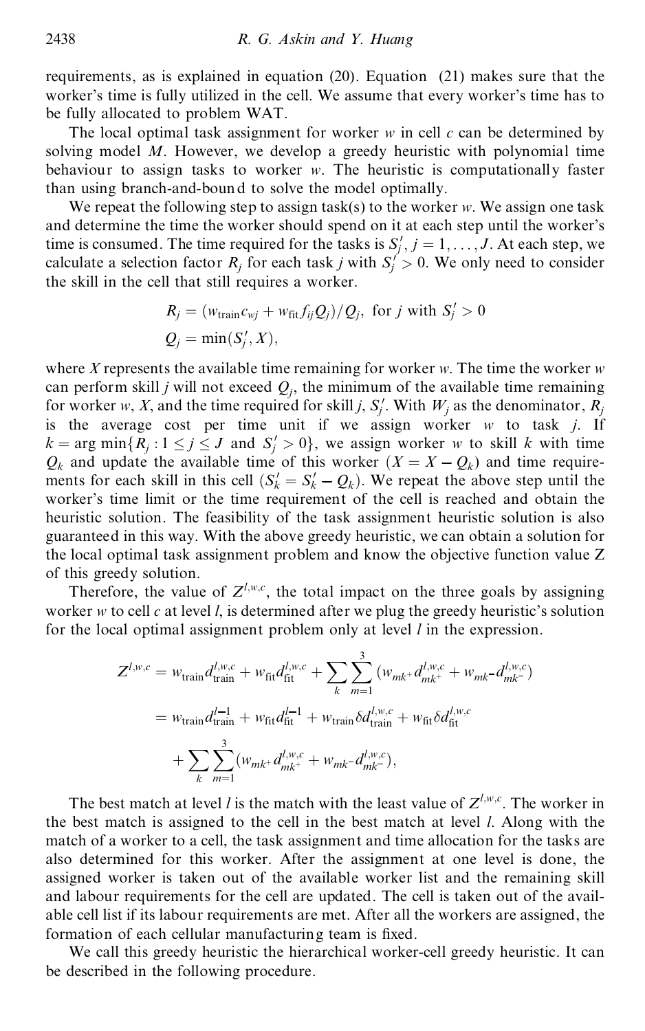requirements, as is explained in equation (20). Equation (21) makes sure that the worker's time is fully utilized in the cell. We assume that every worker's time has to be fully allocated to problem WAT.

The local optimal task assignment for worker $w$ in cell $c$ can be determined by solving model $M$. However, we develop a greedy heuristic with polynomial time behaviour to assign tasks to worker $w$. The heuristic is computationally faster than using branch-and-bound to solve the model optimally.

We repeat the following step to assign task(s) to the worker $w$. We assign one task and determine the time the worker should spend on it at each step until the worker's time is consumed. The time required for the tasks is $S'_j$, $j = 1, \ldots, J$. At each step, we calculate a selection factor $R_j$ for each task $j$ with $S'_j > 0$. We only need to consider the skill in the cell that still requires a worker.

$$R_j = (w_{\text{train}} c_{wj} + w_{\text{fit}} f_{ij} Q_j)/Q_j, \text{ for } j \text{ with } S'_j > 0$$

$$Q_j = \min(S'_j, X),$$

where $X$ represents the available time remaining for worker $w$. The time the worker $w$ can perform skill $j$ will not exceed $Q_j$, the minimum of the available time remaining for worker $w$, $X$, and the time required for skill $j$, $S'_j$. With $W_j$ as the denominator, $R_j$ is the average cost per time unit if we assign worker $w$ to task $j$. If $k = \arg\min\{R_j : 1 \le j \le J \text{ and } S'_j > 0\}$, we assign worker $w$ to skill $k$ with time $Q_k$ and update the available time of this worker ($X = X - Q_k$) and time requirements for each skill in this cell ($S'_k = S'_k - Q_k$). We repeat the above step until the worker's time limit or the time requirement of the cell is reached and obtain the heuristic solution. The feasibility of the task assignment heuristic solution is also guaranteed in this way. With the above greedy heuristic, we can obtain a solution for the local optimal task assignment problem and know the objective function value Z of this greedy solution.

Therefore, the value of $Z^{l,w,c}$, the total impact on the three goals by assigning worker $w$ to cell $c$ at level $l$, is determined after we plug the greedy heuristic's solution for the local optimal assignment problem only at level $l$ in the expression.

$$\begin{aligned} Z^{l,w,c} &= w_{\text{train}} d_{\text{train}}^{l,w,c} + w_{\text{fit}} d_{\text{fit}}^{l,w,c} + \sum_k \sum_{m=1}^{3} (w_{mk^+} d_{mk^+}^{l,w,c} + w_{mk^-} d_{mk^-}^{l,w,c}) \\ &= w_{\text{train}} d_{\text{train}}^{l-1} + w_{\text{fit}} d_{\text{fit}}^{l-1} + w_{\text{train}} \delta d_{\text{train}}^{l,w,c} + w_{\text{fit}} \delta d_{\text{fit}}^{l,w,c} \\ &\quad + \sum_k \sum_{m=1}^{3} (w_{mk^+} d_{mk^+}^{l,w,c} + w_{mk^-} d_{mk^-}^{l,w,c}), \end{aligned}$$

The best match at level $l$ is the match with the least value of $Z^{l,w,c}$. The worker in the best match is assigned to the cell in the best match at level $l$. Along with the match of a worker to a cell, the task assignment and time allocation for the tasks are also determined for this worker. After the assignment at one level is done, the assigned worker is taken out of the available worker list and the remaining skill and labour requirements for the cell are updated. The cell is taken out of the available cell list if its labour requirements are met. After all the workers are assigned, the formation of each cellular manufacturing team is fixed.

We call this greedy heuristic the hierarchical worker-cell greedy heuristic. It can be described in the following procedure.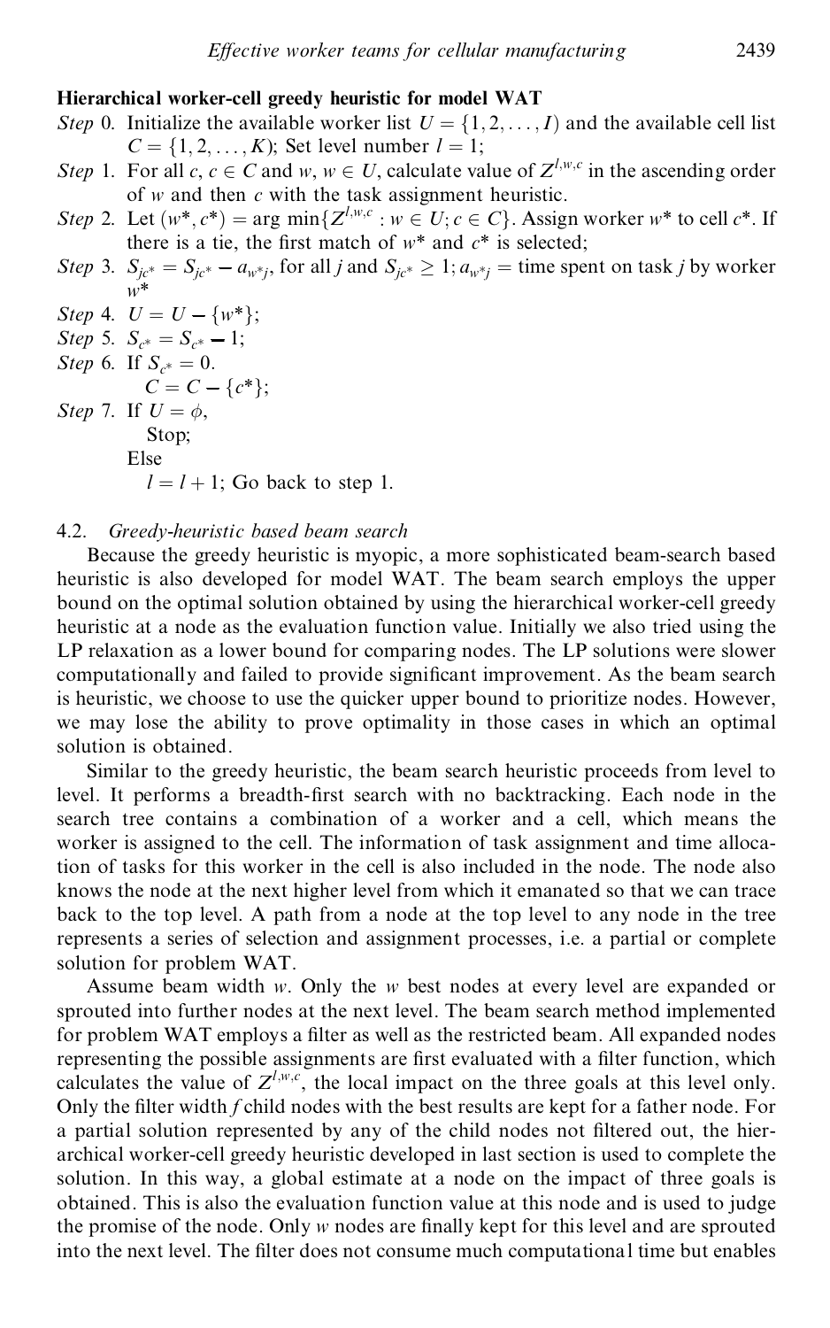**Hierarchical worker-cell greedy heuristic for model WAT**

*Step* 0. Initialize the available worker list $U = \{1, 2, \ldots, I\}$ and the available cell list $C = \{1, 2, \ldots, K\}$; Set level number $l = 1$;

*Step* 1. For all $c$, $c \in C$ and $w$, $w \in U$, calculate value of $Z^{l,w,c}$ in the ascending order of $w$ and then $c$ with the task assignment heuristic.

*Step* 2. Let $(w^*, c^*) = \arg\min\{Z^{l,w,c} : w \in U; c \in C\}$. Assign worker $w^*$ to cell $c^*$. If there is a tie, the first match of $w^*$ and $c^*$ is selected;

*Step* 3. $S_{jc^*} = S_{jc^*} - a_{w^*j}$, for all $j$ and $S_{jc^*} \geq 1$; $a_{w^*j}$ = time spent on task $j$ by worker $w^*$

*Step* 4. $U = U - \{w^*\}$;

*Step* 5. $S_{c^*} = S_{c^*} - 1$;

*Step* 6. If $S_{c^*} = 0$.
  $C = C - \{c^*\}$;

*Step* 7. If $U = \phi$,
  Stop;
 Else
  $l = l + 1$; Go back to step 1.

### 4.2. *Greedy-heuristic based beam search*

Because the greedy heuristic is myopic, a more sophisticated beam-search based heuristic is also developed for model WAT. The beam search employs the upper bound on the optimal solution obtained by using the hierarchical worker-cell greedy heuristic at a node as the evaluation function value. Initially we also tried using the LP relaxation as a lower bound for comparing nodes. The LP solutions were slower computationally and failed to provide significant improvement. As the beam search is heuristic, we choose to use the quicker upper bound to prioritize nodes. However, we may lose the ability to prove optimality in those cases in which an optimal solution is obtained.

Similar to the greedy heuristic, the beam search heuristic proceeds from level to level. It performs a breadth-first search with no backtracking. Each node in the search tree contains a combination of a worker and a cell, which means the worker is assigned to the cell. The information of task assignment and time allocation of tasks for this worker in the cell is also included in the node. The node also knows the node at the next higher level from which it emanated so that we can trace back to the top level. A path from a node at the top level to any node in the tree represents a series of selection and assignment processes, i.e. a partial or complete solution for problem WAT.

Assume beam width $w$. Only the $w$ best nodes at every level are expanded or sprouted into further nodes at the next level. The beam search method implemented for problem WAT employs a filter as well as the restricted beam. All expanded nodes representing the possible assignments are first evaluated with a filter function, which calculates the value of $Z^{l,w,c}$, the local impact on the three goals at this level only. Only the filter width $f$ child nodes with the best results are kept for a father node. For a partial solution represented by any of the child nodes not filtered out, the hierarchical worker-cell greedy heuristic developed in last section is used to complete the solution. In this way, a global estimate at a node on the impact of three goals is obtained. This is also the evaluation function value at this node and is used to judge the promise of the node. Only $w$ nodes are finally kept for this level and are sprouted into the next level. The filter does not consume much computational time but enables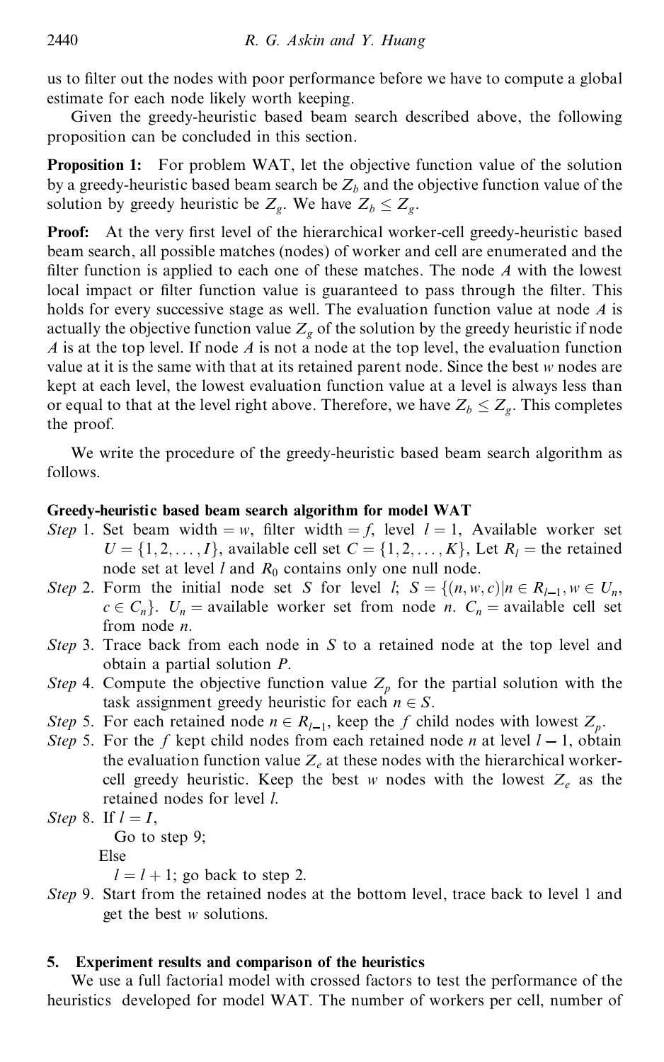us to filter out the nodes with poor performance before we have to compute a global estimate for each node likely worth keeping.

Given the greedy-heuristic based beam search described above, the following proposition can be concluded in this section.

**Proposition 1:** For problem WAT, let the objective function value of the solution by a greedy-heuristic based beam search be $Z_b$ and the objective function value of the solution by greedy heuristic be $Z_g$. We have $Z_b \le Z_g$.

**Proof:** At the very first level of the hierarchical worker-cell greedy-heuristic based beam search, all possible matches (nodes) of worker and cell are enumerated and the filter function is applied to each one of these matches. The node $A$ with the lowest local impact or filter function value is guaranteed to pass through the filter. This holds for every successive stage as well. The evaluation function value at node $A$ is actually the objective function value $Z_g$ of the solution by the greedy heuristic if node $A$ is at the top level. If node $A$ is not a node at the top level, the evaluation function value at it is the same with that at its retained parent node. Since the best $w$ nodes are kept at each level, the lowest evaluation function value at a level is always less than or equal to that at the level right above. Therefore, we have $Z_b \le Z_g$. This completes the proof.

We write the procedure of the greedy-heuristic based beam search algorithm as follows.

**Greedy-heuristic based beam search algorithm for model WAT**

*Step* 1. Set beam width $= w$, filter width $= f$, level $l = 1$, Available worker set $U = \{1, 2, \ldots, I\}$, available cell set $C = \{1, 2, \ldots, K\}$, Let $R_l =$ the retained node set at level $l$ and $R_0$ contains only one null node.

*Step* 2. Form the initial node set $S$ for level $l$; $S = \{(n, w, c) | n \in R_{l-1}, w \in U_n, c \in C_n\}$. $U_n =$ available worker set from node $n$. $C_n =$ available cell set from node $n$.

*Step* 3. Trace back from each node in $S$ to a retained node at the top level and obtain a partial solution $P$.

*Step* 4. Compute the objective function value $Z_p$ for the partial solution with the task assignment greedy heuristic for each $n \in S$.

*Step* 5. For each retained node $n \in R_{l-1}$, keep the $f$ child nodes with lowest $Z_p$.

*Step* 5. For the $f$ kept child nodes from each retained node $n$ at level $l - 1$, obtain the evaluation function value $Z_e$ at these nodes with the hierarchical worker-cell greedy heuristic. Keep the best $w$ nodes with the lowest $Z_e$ as the retained nodes for level $l$.

*Step* 8. If $l = I$,
  Go to step 9;
 Else
  $l = l + 1$; go back to step 2.

*Step* 9. Start from the retained nodes at the bottom level, trace back to level 1 and get the best $w$ solutions.

## 5. Experiment results and comparison of the heuristics

We use a full factorial model with crossed factors to test the performance of the heuristics developed for model WAT. The number of workers per cell, number of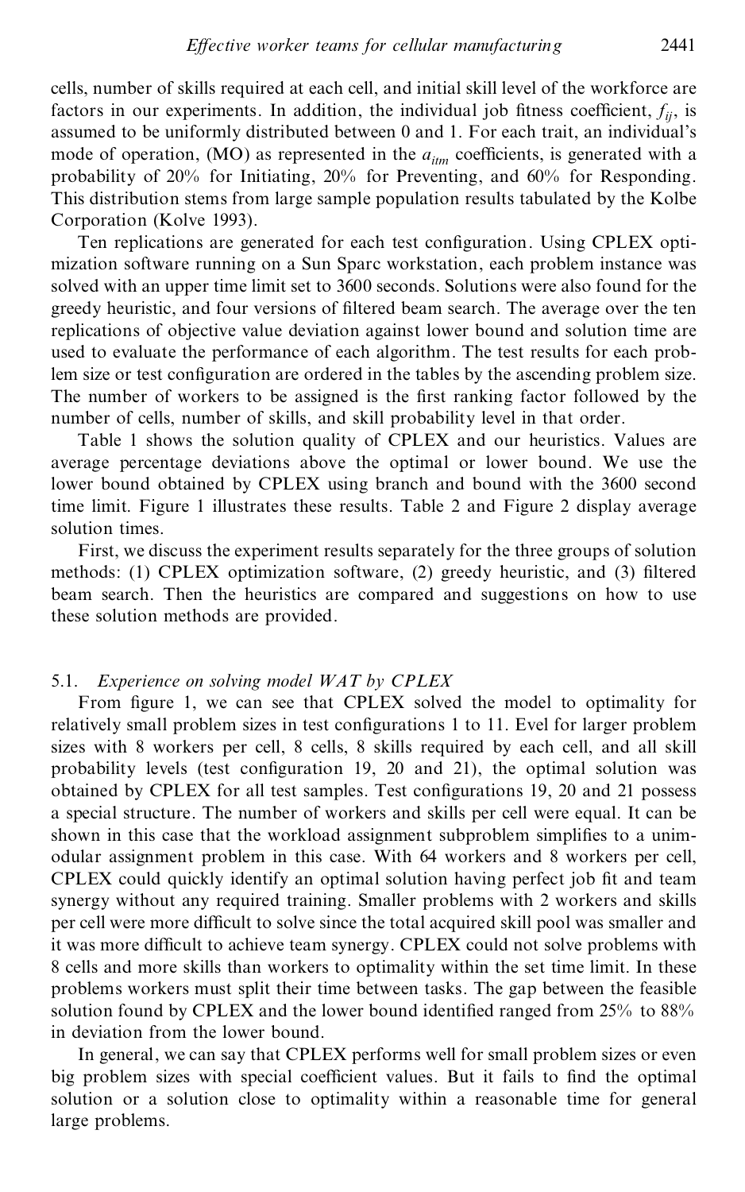cells, number of skills required at each cell, and initial skill level of the workforce are factors in our experiments. In addition, the individual job fitness coefficient, $f_{ij}$, is assumed to be uniformly distributed between 0 and 1. For each trait, an individual's mode of operation, (MO) as represented in the $a_{itm}$ coefficients, is generated with a probability of 20% for Initiating, 20% for Preventing, and 60% for Responding. This distribution stems from large sample population results tabulated by the Kolbe Corporation (Kolve 1993).

Ten replications are generated for each test configuration. Using CPLEX optimization software running on a Sun Sparc workstation, each problem instance was solved with an upper time limit set to 3600 seconds. Solutions were also found for the greedy heuristic, and four versions of filtered beam search. The average over the ten replications of objective value deviation against lower bound and solution time are used to evaluate the performance of each algorithm. The test results for each problem size or test configuration are ordered in the tables by the ascending problem size. The number of workers to be assigned is the first ranking factor followed by the number of cells, number of skills, and skill probability level in that order.

Table 1 shows the solution quality of CPLEX and our heuristics. Values are average percentage deviations above the optimal or lower bound. We use the lower bound obtained by CPLEX using branch and bound with the 3600 second time limit. Figure 1 illustrates these results. Table 2 and Figure 2 display average solution times.

First, we discuss the experiment results separately for the three groups of solution methods: (1) CPLEX optimization software, (2) greedy heuristic, and (3) filtered beam search. Then the heuristics are compared and suggestions on how to use these solution methods are provided.

### 5.1. *Experience on solving model WAT by CPLEX*

From figure 1, we can see that CPLEX solved the model to optimality for relatively small problem sizes in test configurations 1 to 11. Evel for larger problem sizes with 8 workers per cell, 8 cells, 8 skills required by each cell, and all skill probability levels (test configuration 19, 20 and 21), the optimal solution was obtained by CPLEX for all test samples. Test configurations 19, 20 and 21 possess a special structure. The number of workers and skills per cell were equal. It can be shown in this case that the workload assignment subproblem simplifies to a unimodular assignment problem in this case. With 64 workers and 8 workers per cell, CPLEX could quickly identify an optimal solution having perfect job fit and team synergy without any required training. Smaller problems with 2 workers and skills per cell were more difficult to solve since the total acquired skill pool was smaller and it was more difficult to achieve team synergy. CPLEX could not solve problems with 8 cells and more skills than workers to optimality within the set time limit. In these problems workers must split their time between tasks. The gap between the feasible solution found by CPLEX and the lower bound identified ranged from 25% to 88% in deviation from the lower bound.

In general, we can say that CPLEX performs well for small problem sizes or even big problem sizes with special coefficient values. But it fails to find the optimal solution or a solution close to optimality within a reasonable time for general large problems.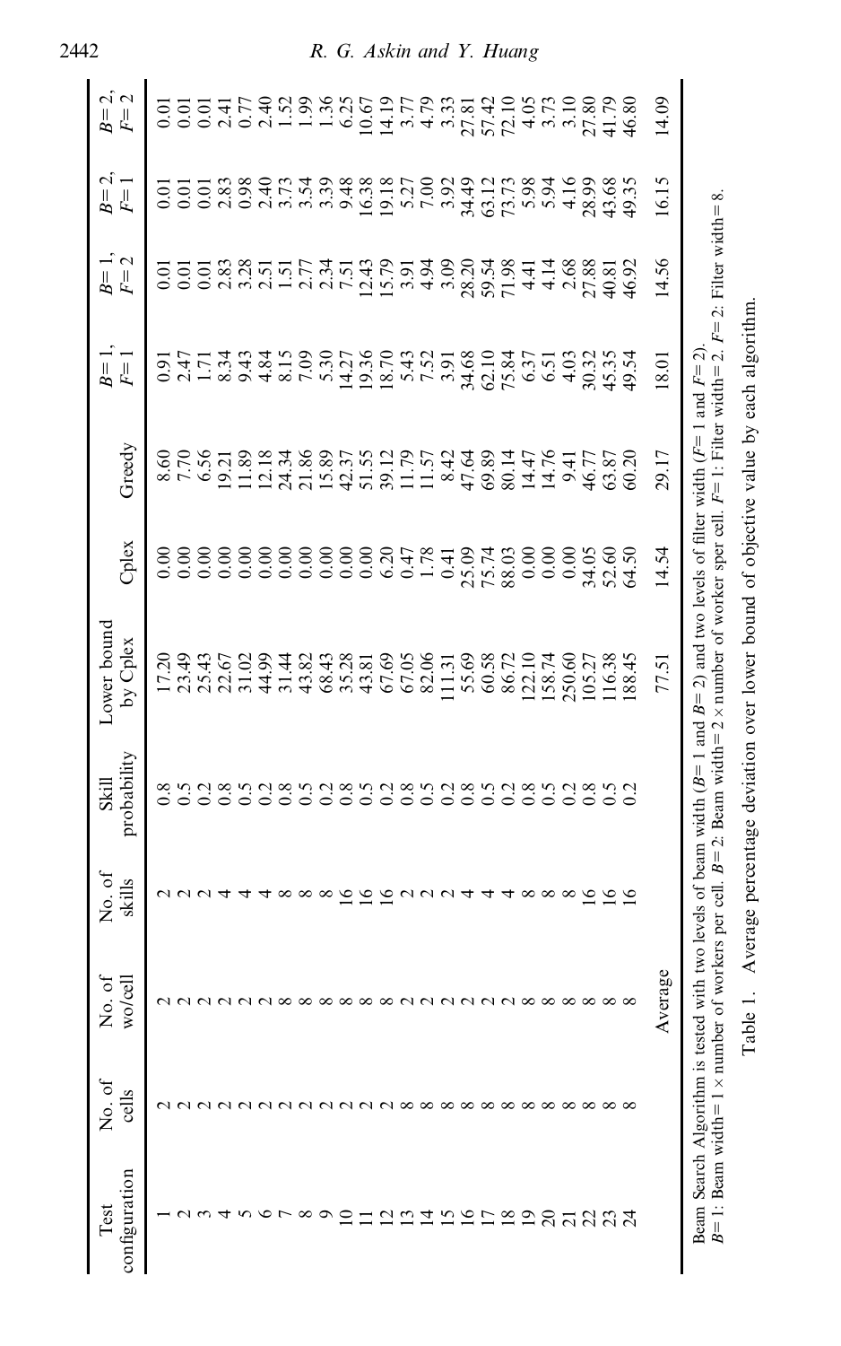| Test configuration | No. of cells | No. of wo/cell | No. of skills | Skill probability | Lower bound by Cplex | Cplex | Greedy | $B=1$, $F=1$ | $B=1$, $F=2$ | $B=2$, $F=1$ | $B=2$, $F=2$ |
|---|---|---|---|---|---|---|---|---|---|---|---|
| 1 | 2 | 2 | 2 | 0.8 | 17.20 | 0.00 | 8.60 | 0.91 | 0.01 | 0.01 | 0.01 |
| 2 | 2 | 2 | 2 | 0.5 | 23.49 | 0.00 | 7.70 | 2.47 | 0.01 | 0.01 | 0.01 |
| 3 | 2 | 2 | 2 | 0.2 | 25.43 | 0.00 | 6.56 | 1.71 | 0.01 | 0.01 | 0.01 |
| 4 | 2 | 2 | 4 | 0.8 | 22.67 | 0.00 | 19.21 | 8.34 | 2.83 | 2.83 | 2.41 |
| 5 | 2 | 2 | 4 | 0.5 | 31.02 | 0.00 | 11.89 | 9.43 | 3.28 | 0.98 | 0.77 |
| 6 | 2 | 2 | 4 | 0.2 | 44.99 | 0.00 | 12.18 | 4.84 | 2.51 | 2.40 | 2.40 |
| 7 | 2 | 8 | 8 | 0.8 | 31.44 | 0.00 | 24.34 | 8.15 | 1.51 | 3.73 | 1.52 |
| 8 | 2 | 8 | 8 | 0.5 | 43.82 | 0.00 | 21.86 | 7.09 | 2.77 | 3.54 | 1.99 |
| 9 | 2 | 8 | 8 | 0.2 | 68.43 | 0.00 | 15.89 | 5.30 | 2.34 | 3.39 | 1.36 |
| 10 | 2 | 8 | 16 | 0.8 | 35.28 | 0.00 | 42.37 | 14.27 | 7.51 | 9.48 | 6.25 |
| 11 | 2 | 8 | 16 | 0.5 | 43.81 | 0.00 | 51.55 | 19.36 | 12.43 | 16.38 | 10.67 |
| 12 | 2 | 8 | 16 | 0.2 | 67.69 | 6.20 | 39.12 | 18.70 | 15.79 | 19.18 | 14.19 |
| 13 | 8 | 2 | 2 | 0.8 | 67.05 | 0.47 | 11.79 | 5.43 | 3.91 | 5.27 | 3.77 |
| 14 | 8 | 2 | 2 | 0.5 | 82.06 | 1.78 | 11.57 | 7.52 | 4.94 | 7.00 | 4.79 |
| 15 | 8 | 2 | 2 | 0.2 | 111.31 | 0.41 | 8.42 | 3.91 | 3.09 | 3.92 | 3.33 |
| 16 | 8 | 2 | 4 | 0.8 | 55.69 | 25.09 | 47.64 | 34.68 | 28.20 | 34.49 | 27.81 |
| 17 | 8 | 2 | 4 | 0.5 | 60.58 | 75.74 | 69.89 | 62.10 | 59.54 | 63.12 | 57.42 |
| 18 | 8 | 2 | 4 | 0.2 | 86.72 | 88.03 | 80.14 | 75.84 | 71.98 | 73.73 | 72.10 |
| 19 | 8 | 8 | 8 | 0.8 | 122.10 | 0.00 | 14.47 | 6.37 | 4.41 | 5.98 | 4.05 |
| 20 | 8 | 8 | 8 | 0.5 | 158.74 | 0.00 | 14.76 | 6.51 | 4.14 | 5.94 | 3.73 |
| 21 | 8 | 8 | 8 | 0.2 | 250.60 | 0.00 | 9.41 | 4.03 | 2.68 | 4.16 | 3.10 |
| 22 | 8 | 8 | 16 | 0.8 | 105.27 | 34.05 | 46.77 | 30.32 | 27.88 | 28.99 | 27.80 |
| 23 | 8 | 8 | 16 | 0.5 | 116.38 | 52.60 | 63.87 | 45.35 | 40.81 | 43.68 | 41.79 |
| 24 | 8 | 8 | 16 | 0.2 | 188.45 | 64.50 | 60.20 | 49.54 | 46.92 | 49.35 | 46.80 |
| | | Average | | | 77.51 | 14.54 | 29.17 | 18.01 | 14.56 | 16.15 | 14.09 |

Beam Search Algorithm is tested with two levels of beam width ($B=1$ and $B=2$) and two levels of filter width ($F=1$ and $F=2$).
$B=1$: Beam width $= 1 \times$ number of workers per cell. $B=2$: Beam width $= 2 \times$ number of worker sper cell. $F=1$: Filter width $= 2$. $F=2$: Filter width $= 8$.

Table 1. Average percentage deviation over lower bound of objective value by each algorithm.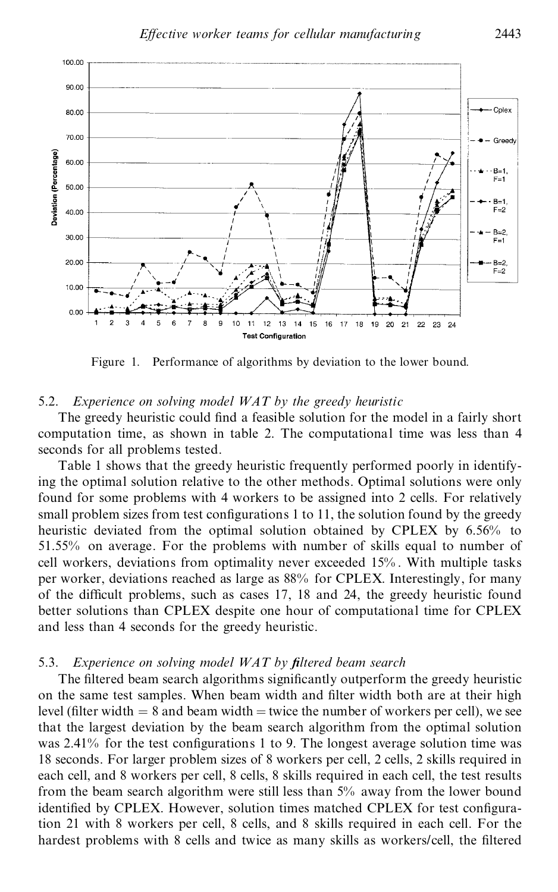Figure 1. Performance of algorithms by deviation to the lower bound.

### 5.2. *Experience on solving model WAT by the greedy heuristic*

The greedy heuristic could find a feasible solution for the model in a fairly short computation time, as shown in table 2. The computational time was less than 4 seconds for all problems tested.

Table 1 shows that the greedy heuristic frequently performed poorly in identifying the optimal solution relative to the other methods. Optimal solutions were only found for some problems with 4 workers to be assigned into 2 cells. For relatively small problem sizes from test configurations 1 to 11, the solution found by the greedy heuristic deviated from the optimal solution obtained by CPLEX by 6.56% to 51.55% on average. For the problems with number of skills equal to number of cell workers, deviations from optimality never exceeded 15%. With multiple tasks per worker, deviations reached as large as 88% for CPLEX. Interestingly, for many of the difficult problems, such as cases 17, 18 and 24, the greedy heuristic found better solutions than CPLEX despite one hour of computational time for CPLEX and less than 4 seconds for the greedy heuristic.

### 5.3. *Experience on solving model WAT by filtered beam search*

The filtered beam search algorithms significantly outperform the greedy heuristic on the same test samples. When beam width and filter width both are at their high level (filter width = 8 and beam width = twice the number of workers per cell), we see that the largest deviation by the beam search algorithm from the optimal solution was 2.41% for the test configurations 1 to 9. The longest average solution time was 18 seconds. For larger problem sizes of 8 workers per cell, 2 cells, 2 skills required in each cell, and 8 workers per cell, 8 cells, 8 skills required in each cell, the test results from the beam search algorithm were still less than 5% away from the lower bound identified by CPLEX. However, solution times matched CPLEX for test configuration 21 with 8 workers per cell, 8 cells, and 8 skills required in each cell. For the hardest problems with 8 cells and twice as many skills as workers/cell, the filtered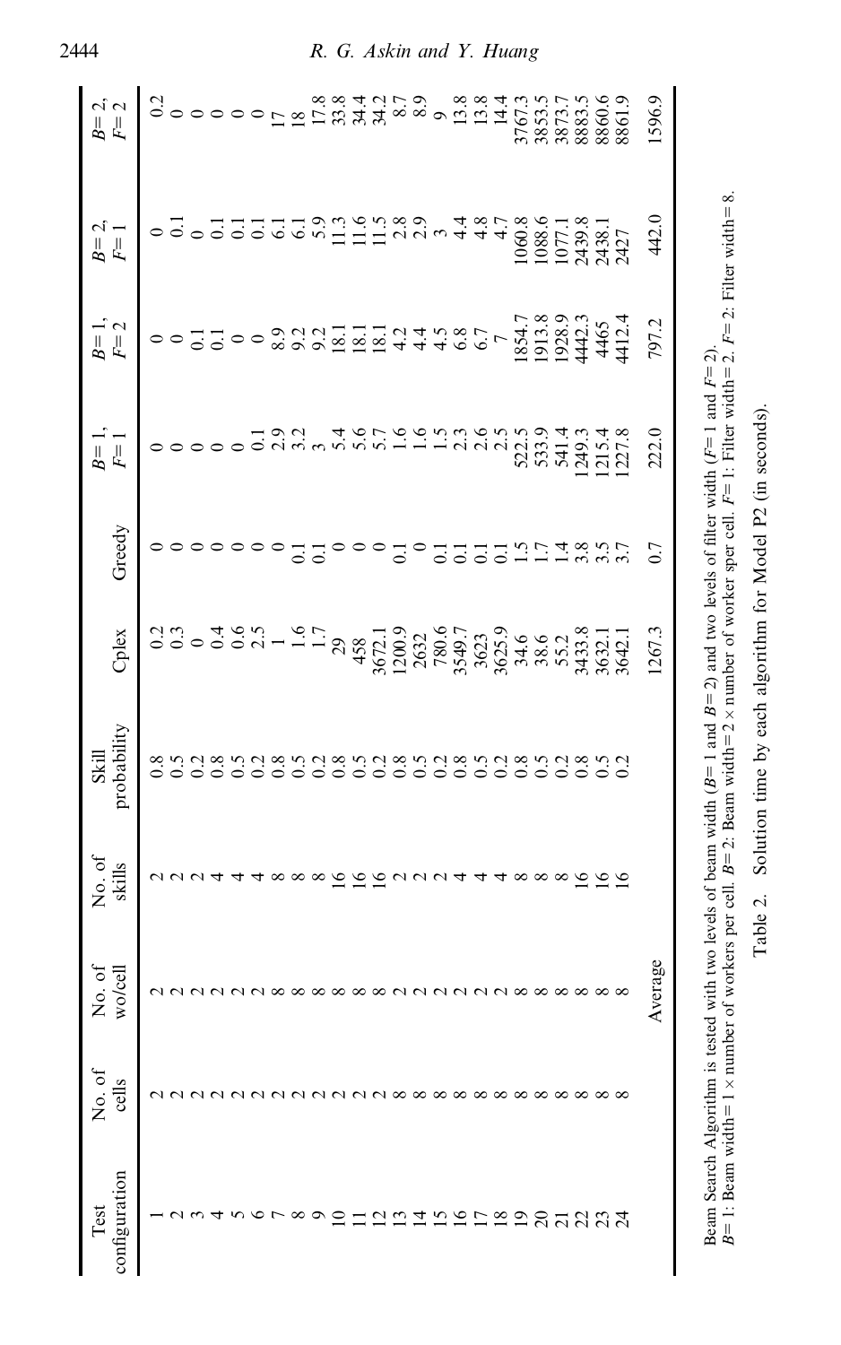| Test configuration | No. of cells | No. of wo/cell | No. of skills | Skill probability | Cplex | Greedy | $B=1$, $F=1$ | $B=1$, $F=2$ | $B=2$, $F=1$ | $B=2$, $F=2$ |
|---|---|---|---|---|---|---|---|---|---|---|
| 1 | 2 | 2 | 2 | 0.8 | 0.2 | 0 | 0 | 0 | 0 | 0.2 |
| 2 | 2 | 2 | 2 | 0.5 | 0.3 | 0 | 0 | 0 | 0.1 | 0 |
| 3 | 2 | 2 | 2 | 0.2 | 0 | 0 | 0 | 0.1 | 0 | 0 |
| 4 | 2 | 2 | 4 | 0.8 | 0.4 | 0 | 0 | 0.1 | 0.1 | 0 |
| 5 | 2 | 2 | 4 | 0.5 | 0.6 | 0 | 0 | 0 | 0.1 | 0 |
| 6 | 2 | 2 | 4 | 0.2 | 2.5 | 0 | 0.1 | 0 | 0.1 | 0 |
| 7 | 2 | 8 | 8 | 0.8 | 1 | 0 | 2.9 | 8.9 | 6.1 | 17 |
| 8 | 2 | 8 | 8 | 0.5 | 1.6 | 0.1 | 3.2 | 9.2 | 6.1 | 18 |
| 9 | 2 | 8 | 8 | 0.2 | 1.7 | 0.1 | 3 | 9.2 | 5.9 | 17.8 |
| 10 | 2 | 8 | 16 | 0.8 | 29 | 0 | 5.4 | 18.1 | 11.3 | 33.8 |
| 11 | 2 | 8 | 16 | 0.5 | 458 | 0 | 5.6 | 18.1 | 11.6 | 34.4 |
| 12 | 2 | 8 | 16 | 0.2 | 3672.1 | 0 | 5.7 | 18.1 | 11.5 | 34.2 |
| 13 | 8 | 2 | 2 | 0.8 | 1200.9 | 0.1 | 1.6 | 4.2 | 2.8 | 8.7 |
| 14 | 8 | 2 | 2 | 0.5 | 2632 | 0 | 1.6 | 4.4 | 2.9 | 8.9 |
| 15 | 8 | 2 | 2 | 0.2 | 780.6 | 0.1 | 1.5 | 4.5 | 3 | 9 |
| 16 | 8 | 2 | 4 | 0.8 | 3549.7 | 0.1 | 2.3 | 6.8 | 4.4 | 13.8 |
| 17 | 8 | 2 | 4 | 0.5 | 3623 | 0.1 | 2.6 | 6.7 | 4.8 | 13.8 |
| 18 | 8 | 2 | 4 | 0.2 | 3625.9 | 0.1 | 2.5 | 7 | 4.7 | 14.4 |
| 19 | 8 | 8 | 8 | 0.8 | 34.6 | 1.5 | 522.5 | 1854.7 | 1060.8 | 3767.3 |
| 20 | 8 | 8 | 8 | 0.5 | 38.6 | 1.7 | 533.9 | 1913.8 | 1088.6 | 3853.5 |
| 21 | 8 | 8 | 8 | 0.2 | 55.2 | 1.4 | 541.4 | 1928.9 | 1077.1 | 3873.7 |
| 22 | 8 | 8 | 16 | 0.8 | 3433.8 | 3.8 | 1249.3 | 4442.3 | 2439.8 | 8883.5 |
| 23 | 8 | 8 | 16 | 0.5 | 3632.1 | 3.5 | 1215.4 | 4465 | 2438.1 | 8860.6 |
| 24 | 8 | 8 | 16 | 0.2 | 3642.1 | 3.7 | 1227.8 | 4412.4 | 2427 | 8861.9 |
| | | Average | | | 1267.3 | 0.7 | 222.0 | 797.2 | 442.0 | 1596.9 |

Beam Search Algorithm is tested with two levels of beam width ($B=1$ and $B=2$) and two levels of filter width ($F=1$ and $F=2$).
$B=1$: Beam width $= 1 \times$ number of workers per cell. $B=2$: Beam width $= 2 \times$ number of worker sper cell. $F=1$: Filter width $= 2$. $F=2$: Filter width $= 8$.

Table 2. Solution time by each algorithm for Model P2 (in seconds).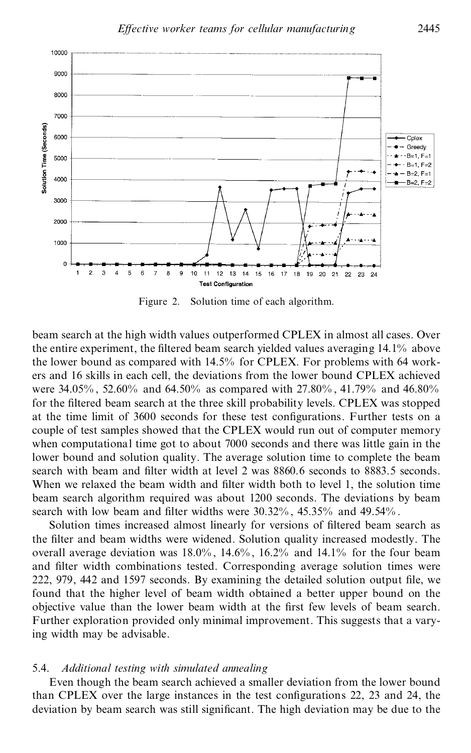Figure 2. Solution time of each algorithm.

beam search at the high width values outperformed CPLEX in almost all cases. Over the entire experiment, the filtered beam search yielded values averaging 14.1% above the lower bound as compared with 14.5% for CPLEX. For problems with 64 workers and 16 skills in each cell, the deviations from the lower bound CPLEX achieved were 34.05%, 52.60% and 64.50% as compared with 27.80%, 41.79% and 46.80% for the filtered beam search at the three skill probability levels. CPLEX was stopped at the time limit of 3600 seconds for these test configurations. Further tests on a couple of test samples showed that the CPLEX would run out of computer memory when computational time got to about 7000 seconds and there was little gain in the lower bound and solution quality. The average solution time to complete the beam search with beam and filter width at level 2 was 8860.6 seconds to 8883.5 seconds. When we relaxed the beam width and filter width both to level 1, the solution time beam search algorithm required was about 1200 seconds. The deviations by beam search with low beam and filter widths were 30.32%, 45.35% and 49.54%.

Solution times increased almost linearly for versions of filtered beam search as the filter and beam widths were widened. Solution quality increased modestly. The overall average deviation was 18.0%, 14.6%, 16.2% and 14.1% for the four beam and filter width combinations tested. Corresponding average solution times were 222, 979, 442 and 1597 seconds. By examining the detailed solution output file, we found that the higher level of beam width obtained a better upper bound on the objective value than the lower beam width at the first few levels of beam search. Further exploration provided only minimal improvement. This suggests that a varying width may be advisable.

### 5.4. *Additional testing with simulated annealing*

Even though the beam search achieved a smaller deviation from the lower bound than CPLEX over the large instances in the test configurations 22, 23 and 24, the deviation by beam search was still significant. The high deviation may be due to the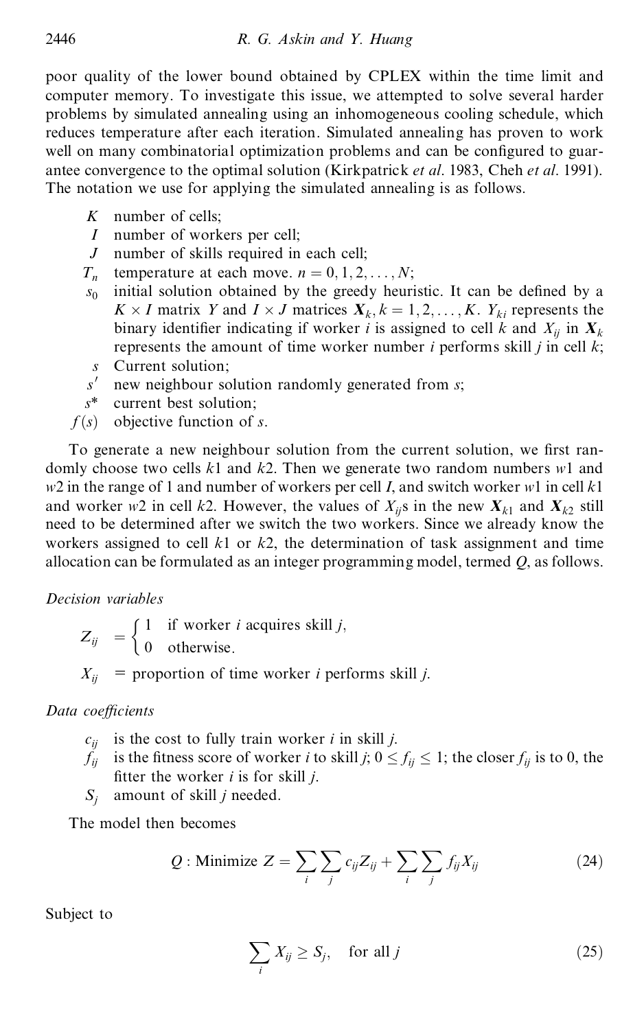poor quality of the lower bound obtained by CPLEX within the time limit and computer memory. To investigate this issue, we attempted to solve several harder problems by simulated annealing using an inhomogeneous cooling schedule, which reduces temperature after each iteration. Simulated annealing has proven to work well on many combinatorial optimization problems and can be configured to guarantee convergence to the optimal solution (Kirkpatrick *et al*. 1983, Cheh *et al*. 1991). The notation we use for applying the simulated annealing is as follows.

- $K$ number of cells;
- $I$ number of workers per cell;
- $J$ number of skills required in each cell;
- $T_n$ temperature at each move. $n = 0, 1, 2, \ldots, N$;
- $s_0$ initial solution obtained by the greedy heuristic. It can be defined by a $K \times I$ matrix $Y$ and $I \times J$ matrices $\mathbf{X}_k, k = 1, 2, \ldots, K$. $Y_{ki}$ represents the binary identifier indicating if worker $i$ is assigned to cell $k$ and $X_{ij}$ in $\mathbf{X}_k$ represents the amount of time worker number $i$ performs skill $j$ in cell $k$;
- $s$ Current solution;
- $s'$ new neighbour solution randomly generated from $s$;
- $s^*$ current best solution;
- $f(s)$ objective function of $s$.

To generate a new neighbour solution from the current solution, we first randomly choose two cells $k1$ and $k2$. Then we generate two random numbers $w1$ and $w2$ in the range of 1 and number of workers per cell $I$, and switch worker $w1$ in cell $k1$ and worker $w2$ in cell $k2$. However, the values of $X_{ij}$s in the new $\mathbf{X}_{k1}$ and $\mathbf{X}_{k2}$ still need to be determined after we switch the two workers. Since we already know the workers assigned to cell $k1$ or $k2$, the determination of task assignment and time allocation can be formulated as an integer programming model, termed $Q$, as follows.

*Decision variables*

$$Z_{ij} = \begin{cases} 1 & \text{if worker } i \text{ acquires skill } j, \\ 0 & \text{otherwise.} \end{cases}$$

$X_{ij}$ = proportion of time worker $i$ performs skill $j$.

*Data coefficients*

- $c_{ij}$ is the cost to fully train worker $i$ in skill $j$.
- $f_{ij}$ is the fitness score of worker $i$ to skill $j$; $0 \le f_{ij} \le 1$; the closer $f_{ij}$ is to 0, the fitter the worker $i$ is for skill $j$.
- $S_j$ amount of skill $j$ needed.

The model then becomes

$$Q : \text{Minimize } Z = \sum_i \sum_j c_{ij} Z_{ij} + \sum_i \sum_j f_{ij} X_{ij} \tag{24}$$

Subject to

$$\sum_i X_{ij} \ge S_j, \quad \text{for all } j \tag{25}$$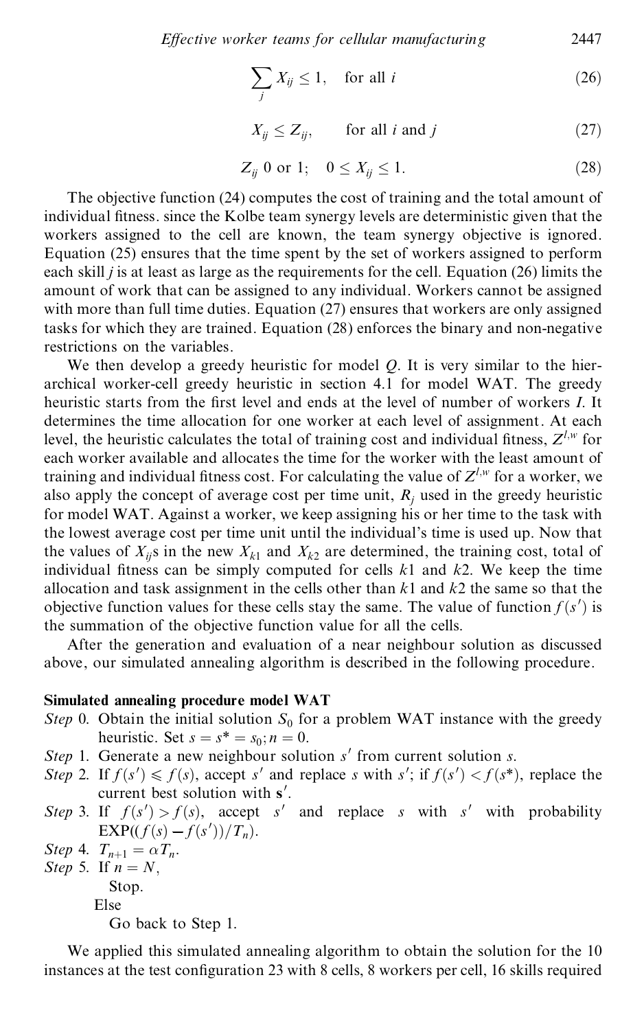$$\sum_j X_{ij} \leq 1, \quad \text{for all } i \tag{26}$$

$$X_{ij} \leq Z_{ij}, \qquad \text{for all } i \text{ and } j \tag{27}$$

$$Z_{ij} \text{ 0 or 1}; \quad 0 \leq X_{ij} \leq 1. \tag{28}$$

The objective function (24) computes the cost of training and the total amount of individual fitness. since the Kolbe team synergy levels are deterministic given that the workers assigned to the cell are known, the team synergy objective is ignored. Equation (25) ensures that the time spent by the set of workers assigned to perform each skill $j$ is at least as large as the requirements for the cell. Equation (26) limits the amount of work that can be assigned to any individual. Workers cannot be assigned with more than full time duties. Equation (27) ensures that workers are only assigned tasks for which they are trained. Equation (28) enforces the binary and non-negative restrictions on the variables.

We then develop a greedy heuristic for model $Q$. It is very similar to the hierarchical worker-cell greedy heuristic in section 4.1 for model WAT. The greedy heuristic starts from the first level and ends at the level of number of workers $I$. It determines the time allocation for one worker at each level of assignment. At each level, the heuristic calculates the total of training cost and individual fitness, $Z^{l,w}$ for each worker available and allocates the time for the worker with the least amount of training and individual fitness cost. For calculating the value of $Z^{l,w}$ for a worker, we also apply the concept of average cost per time unit, $R_j$ used in the greedy heuristic for model WAT. Against a worker, we keep assigning his or her time to the task with the lowest average cost per time unit until the individual's time is used up. Now that the values of $X_{ij}$s in the new $X_{k1}$ and $X_{k2}$ are determined, the training cost, total of individual fitness can be simply computed for cells $k1$ and $k2$. We keep the time allocation and task assignment in the cells other than $k1$ and $k2$ the same so that the objective function values for these cells stay the same. The value of function $f(s')$ is the summation of the objective function value for all the cells.

After the generation and evaluation of a near neighbour solution as discussed above, our simulated annealing algorithm is described in the following procedure.

**Simulated annealing procedure model WAT**

*Step* 0. Obtain the initial solution $S_0$ for a problem WAT instance with the greedy heuristic. Set $s = s^* = s_0; n = 0$.

*Step* 1. Generate a new neighbour solution $s'$ from current solution $s$.

*Step* 2. If $f(s') \leqslant f(s)$, accept $s'$ and replace $s$ with $s'$; if $f(s') < f(s^*)$, replace the current best solution with $\mathbf{s}'$.

*Step* 3. If $f(s') > f(s)$, accept $s'$ and replace $s$ with $s'$ with probability $\text{EXP}((f(s) - f(s'))/T_n)$.

*Step* 4. $T_{n+1} = \alpha T_n$.

*Step* 5. If $n = N$,
  Stop.
 Else
  Go back to Step 1.

We applied this simulated annealing algorithm to obtain the solution for the 10 instances at the test configuration 23 with 8 cells, 8 workers per cell, 16 skills required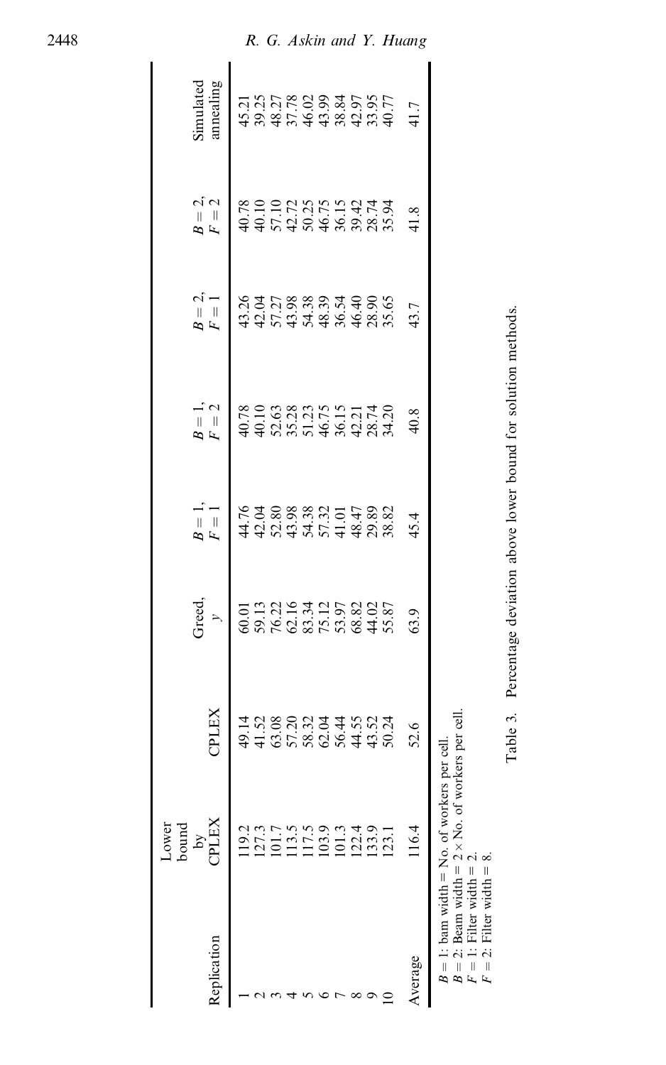| Replication | Lower bound by CPLEX | CPLEX | Greed, $y$ | $B=1$, $F=1$ | $B=1$, $F=2$ | $B=2$, $F=1$ | $B=2$, $F=2$ | Simulated annealing |
|---|---|---|---|---|---|---|---|---|
| 1 | 119.2 | 49.14 | 60.01 | 44.76 | 40.78 | 43.26 | 40.78 | 45.21 |
| 2 | 127.3 | 41.52 | 59.13 | 42.04 | 40.10 | 42.04 | 40.10 | 39.25 |
| 3 | 101.7 | 63.08 | 76.22 | 52.80 | 52.63 | 57.27 | 57.10 | 48.27 |
| 4 | 113.5 | 57.20 | 62.16 | 43.98 | 35.28 | 43.98 | 42.72 | 37.78 |
| 5 | 117.5 | 58.32 | 83.34 | 54.38 | 51.23 | 54.38 | 50.25 | 46.02 |
| 6 | 103.9 | 62.04 | 75.12 | 57.32 | 46.75 | 48.39 | 46.75 | 43.99 |
| 7 | 101.3 | 56.44 | 53.97 | 41.01 | 36.15 | 36.54 | 36.15 | 38.84 |
| 8 | 122.4 | 44.55 | 68.82 | 48.47 | 42.21 | 46.40 | 39.42 | 42.97 |
| 9 | 133.9 | 43.52 | 44.02 | 29.89 | 28.74 | 28.90 | 28.74 | 33.95 |
| 10 | 123.1 | 50.24 | 55.87 | 38.82 | 34.20 | 35.65 | 35.94 | 40.77 |
| Average | 116.4 | 52.6 | 63.9 | 45.4 | 40.8 | 43.7 | 41.8 | 41.7 |

$B = 1$: bam width = No. of workers per cell.
$B = 2$: Beam width = $2 \times$ No. of workers per cell.
$F = 1$: Filter width = 2.
$F = 2$: Filter width = 8.

Table 3. Percentage deviation above lower bound for solution methods.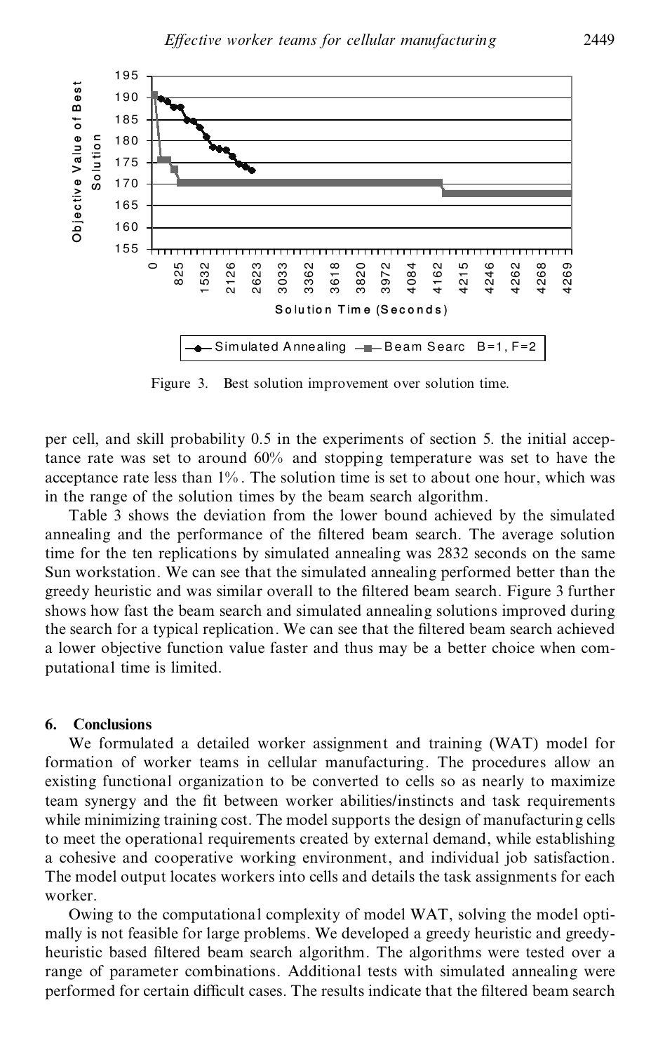Figure 3. Best solution improvement over solution time.

per cell, and skill probability 0.5 in the experiments of section 5. the initial acceptance rate was set to around 60% and stopping temperature was set to have the acceptance rate less than 1%. The solution time is set to about one hour, which was in the range of the solution times by the beam search algorithm.

Table 3 shows the deviation from the lower bound achieved by the simulated annealing and the performance of the filtered beam search. The average solution time for the ten replications by simulated annealing was 2832 seconds on the same Sun workstation. We can see that the simulated annealing performed better than the greedy heuristic and was similar overall to the filtered beam search. Figure 3 further shows how fast the beam search and simulated annealing solutions improved during the search for a typical replication. We can see that the filtered beam search achieved a lower objective function value faster and thus may be a better choice when computational time is limited.

## 6. Conclusions

We formulated a detailed worker assignment and training (WAT) model for formation of worker teams in cellular manufacturing. The procedures allow an existing functional organization to be converted to cells so as nearly to maximize team synergy and the fit between worker abilities/instincts and task requirements while minimizing training cost. The model supports the design of manufacturing cells to meet the operational requirements created by external demand, while establishing a cohesive and cooperative working environment, and individual job satisfaction. The model output locates workers into cells and details the task assignments for each worker.

Owing to the computational complexity of model WAT, solving the model optimally is not feasible for large problems. We developed a greedy heuristic and greedy-heuristic based filtered beam search algorithm. The algorithms were tested over a range of parameter combinations. Additional tests with simulated annealing were performed for certain difficult cases. The results indicate that the filtered beam search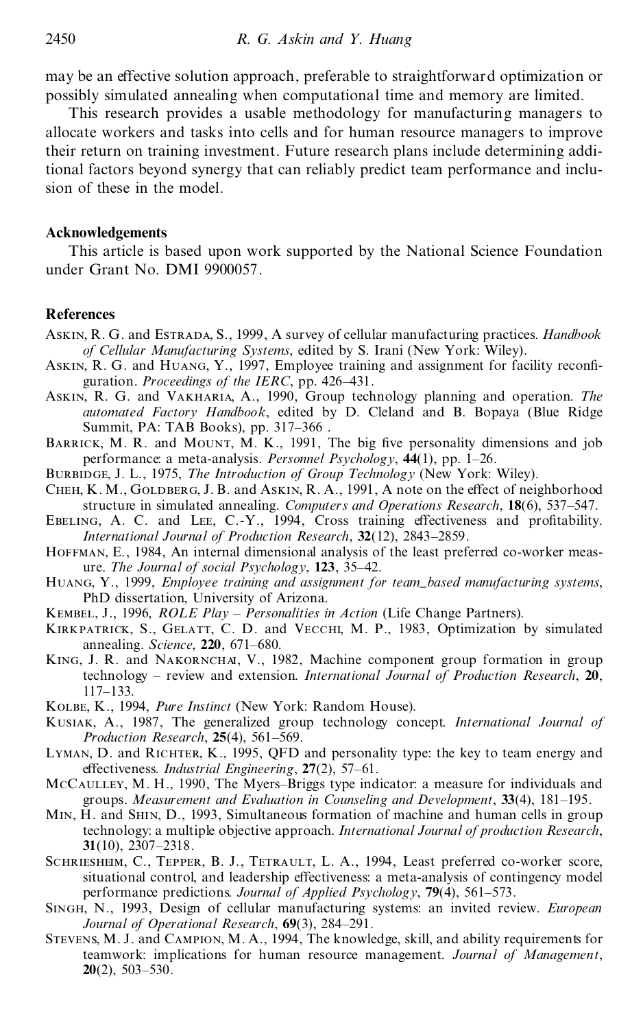may be an effective solution approach, preferable to straightforward optimization or possibly simulated annealing when computational time and memory are limited.

This research provides a usable methodology for manufacturing managers to allocate workers and tasks into cells and for human resource managers to improve their return on training investment. Future research plans include determining additional factors beyond synergy that can reliably predict team performance and inclusion of these in the model.

## Acknowledgements

This article is based upon work supported by the National Science Foundation under Grant No. DMI 9900057.

## References

Askin, R. G. and Estrada, S., 1999, A survey of cellular manufacturing practices. *Handbook of Cellular Manufacturing Systems*, edited by S. Irani (New York: Wiley).

Askin, R. G. and Huang, Y., 1997, Employee training and assignment for facility reconfiguration. *Proceedings of the IERC*, pp. 426–431.

Askin, R. G. and Vakharia, A., 1990, Group technology planning and operation. *The automated Factory Handbook*, edited by D. Cleland and B. Bopaya (Blue Ridge Summit, PA: TAB Books), pp. 317–366 .

Barrick, M. R. and Mount, M. K., 1991, The big five personality dimensions and job performance: a meta-analysis. *Personnel Psychology*, **44**(1), pp. 1–26.

Burbidge, J. L., 1975, *The Introduction of Group Technology* (New York: Wiley).

Cheh, K. M., Goldberg, J. B. and Askin, R. A., 1991, A note on the effect of neighborhood structure in simulated annealing. *Computers and Operations Research*, **18**(6), 537–547.

Ebeling, A. C. and Lee, C.-Y., 1994, Cross training effectiveness and profitability. *International Journal of Production Research*, **32**(12), 2843–2859.

Hoffman, E., 1984, An internal dimensional analysis of the least preferred co-worker measure. *The Journal of social Psychology*, **123**, 35–42.

Huang, Y., 1999, *Employee training and assignment for team_based manufacturing systems*, PhD dissertation, University of Arizona.

Kembel, J., 1996, *ROLE Play – Personalities in Action* (Life Change Partners).

Kirkpatrick, S., Gelatt, C. D. and Vecchi, M. P., 1983, Optimization by simulated annealing. *Science*, **220**, 671–680.

King, J. R. and Nakornchai, V., 1982, Machine component group formation in group technology – review and extension. *International Journal of Production Research*, **20**, 117–133.

Kolbe, K., 1994, *Pure Instinct* (New York: Random House).

Kusiak, A., 1987, The generalized group technology concept. *International Journal of Production Research*, **25**(4), 561–569.

Lyman, D. and Richter, K., 1995, QFD and personality type: the key to team energy and effectiveness. *Industrial Engineering*, **27**(2), 57–61.

McCaulley, M. H., 1990, The Myers–Briggs type indicator: a measure for individuals and groups. *Measurement and Evaluation in Counseling and Development*, **33**(4), 181–195.

Min, H. and Shin, D., 1993, Simultaneous formation of machine and human cells in group technology: a multiple objective approach. *International Journal of production Research*, **31**(10), 2307–2318.

Schriesheim, C., Tepper, B. J., Tetrault, L. A., 1994, Least preferred co-worker score, situational control, and leadership effectiveness: a meta-analysis of contingency model performance predictions. *Journal of Applied Psychology*, **79**(4), 561–573.

Singh, N., 1993, Design of cellular manufacturing systems: an invited review. *European Journal of Operational Research*, **69**(3), 284–291.

Stevens, M. J. and Campion, M. A., 1994, The knowledge, skill, and ability requirements for teamwork: implications for human resource management. *Journal of Management*, **20**(2), 503–530.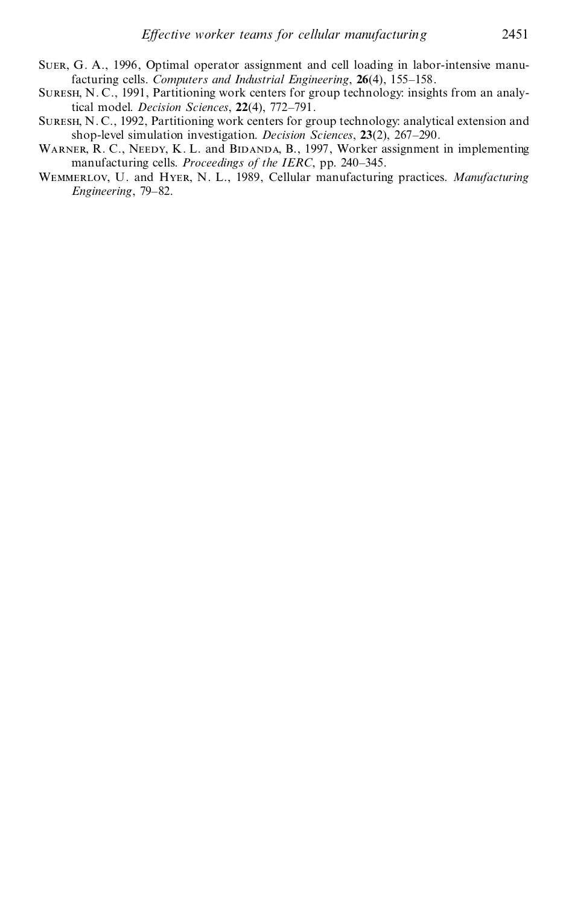Suer, G. A., 1996, Optimal operator assignment and cell loading in labor-intensive manufacturing cells. *Computers and Industrial Engineering*, **26**(4), 155–158.

Suresh, N. C., 1991, Partitioning work centers for group technology: insights from an analytical model. *Decision Sciences*, **22**(4), 772–791.

Suresh, N. C., 1992, Partitioning work centers for group technology: analytical extension and shop-level simulation investigation. *Decision Sciences*, **23**(2), 267–290.

Warner, R. C., Needy, K. L. and Bidanda, B., 1997, Worker assignment in implementing manufacturing cells. *Proceedings of the IERC*, pp. 240–345.

Wemmerlov, U. and Hyer, N. L., 1989, Cellular manufacturing practices. *Manufacturing Engineering*, 79–82.